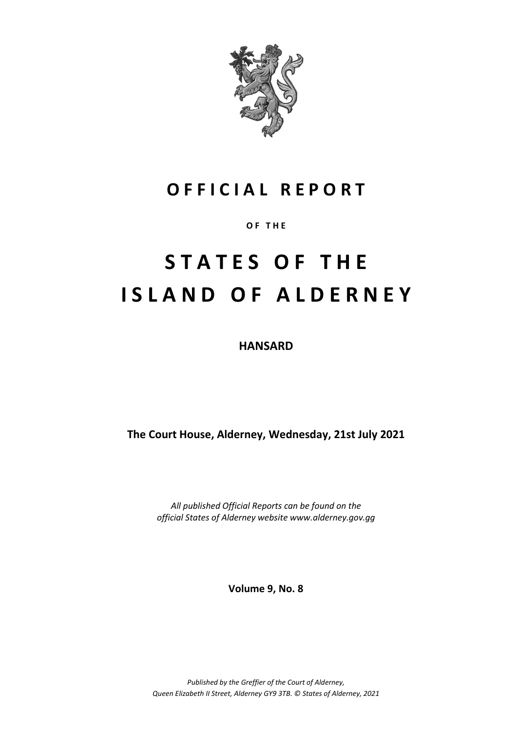# OFFICIAL REPORT

**OF THE**

# STATES OF THE ISLAND OF ALDERNEY

**HANSARD**

**The Court House, Alderney, Wednesday, 21st July 2021**

*All published Official Reports can be found on the official States of Alderney website www.alderney.gov.gg*

**Volume 9, No. 8**

*Published by the Greffier of the Court of Alderney, Queen Elizabeth II Street, Alderney GY9 3TB. © States of Alderney, 2021*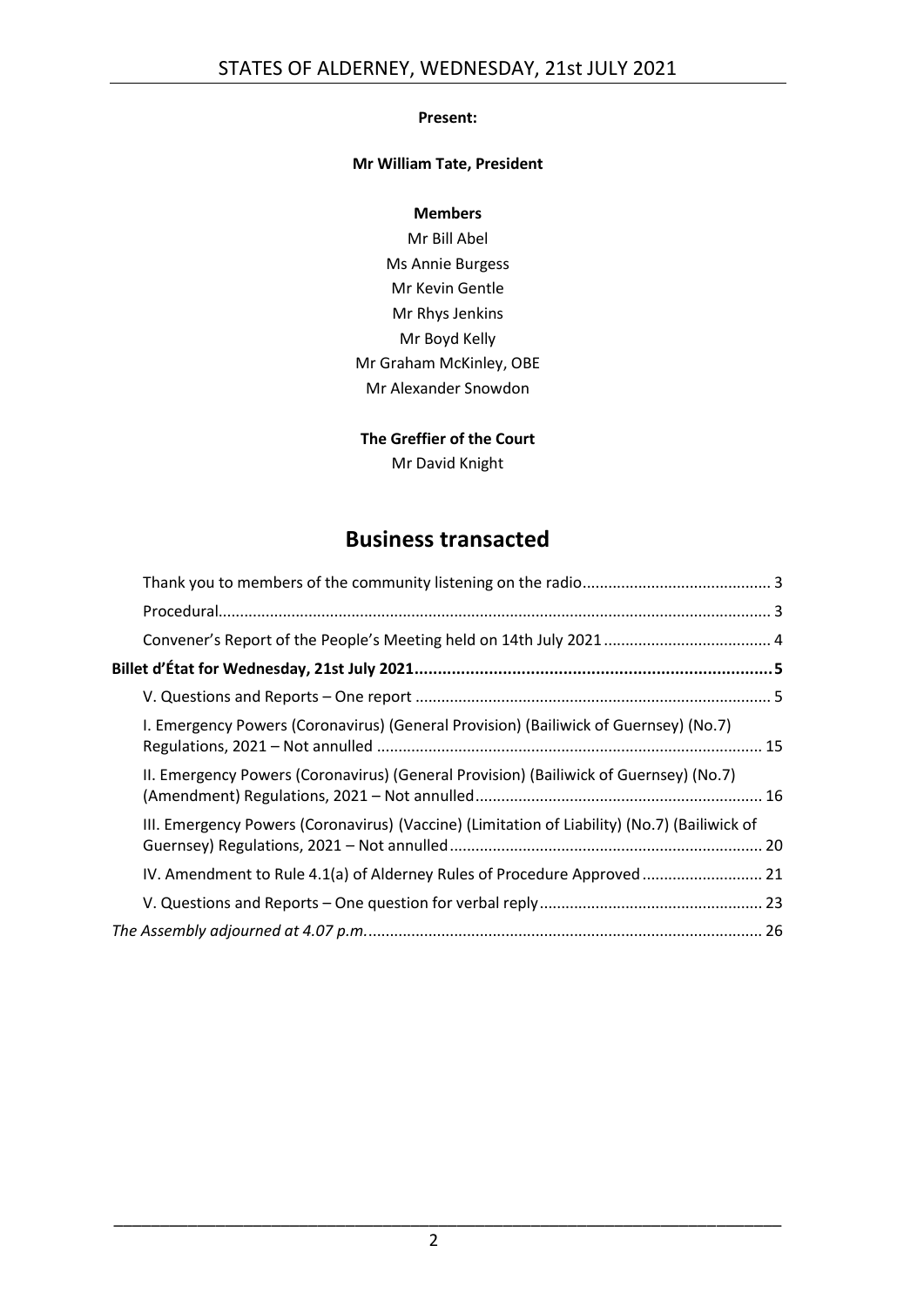**Present:**

**Mr William Tate, President**

**Members**

Mr Bill Abel
Ms Annie Burgess
Mr Kevin Gentle
Mr Rhys Jenkins
Mr Boyd Kelly
Mr Graham McKinley, OBE
Mr Alexander Snowdon

**The Greffier of the Court**

Mr David Knight

# Business transacted

Thank you to members of the community listening on the radio ... 3

Procedural ... 3

Convener's Report of the People's Meeting held on 14th July 2021 ... 4

**Billet d'État for Wednesday, 21st July 2021 ... 5**

V. Questions and Reports – One report ... 5

I. Emergency Powers (Coronavirus) (General Provision) (Bailiwick of Guernsey) (No.7) Regulations, 2021 – Not annulled ... 15

II. Emergency Powers (Coronavirus) (General Provision) (Bailiwick of Guernsey) (No.7) (Amendment) Regulations, 2021 – Not annulled ... 16

III. Emergency Powers (Coronavirus) (Vaccine) (Limitation of Liability) (No.7) (Bailiwick of Guernsey) Regulations, 2021 – Not annulled ... 20

IV. Amendment to Rule 4.1(a) of Alderney Rules of Procedure Approved ... 21

V. Questions and Reports – One question for verbal reply ... 23

*The Assembly adjourned at 4.07 p.m.* ... 26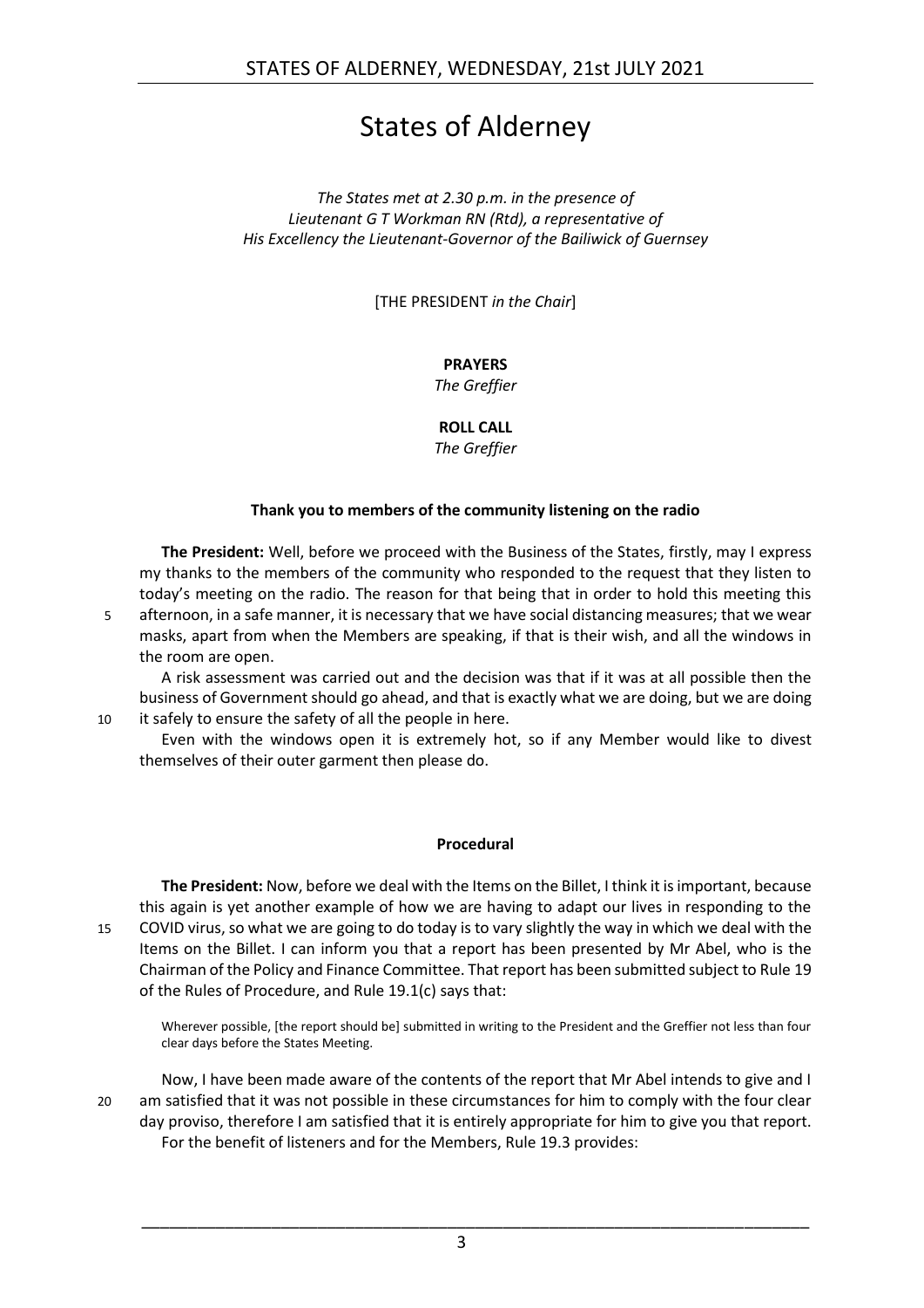# States of Alderney

*The States met at 2.30 p.m. in the presence of*
*Lieutenant G T Workman RN (Rtd), a representative of*
*His Excellency the Lieutenant-Governor of the Bailiwick of Guernsey*

[THE PRESIDENT *in the Chair*]

**PRAYERS**
*The Greffier*

**ROLL CALL**
*The Greffier*

### Thank you to members of the community listening on the radio

**The President:** Well, before we proceed with the Business of the States, firstly, may I express my thanks to the members of the community who responded to the request that they listen to today's meeting on the radio. The reason for that being that in order to hold this meeting this afternoon, in a safe manner, it is necessary that we have social distancing measures; that we wear masks, apart from when the Members are speaking, if that is their wish, and all the windows in the room are open.

A risk assessment was carried out and the decision was that if it was at all possible then the business of Government should go ahead, and that is exactly what we are doing, but we are doing it safely to ensure the safety of all the people in here.

Even with the windows open it is extremely hot, so if any Member would like to divest themselves of their outer garment then please do.

### Procedural

**The President:** Now, before we deal with the Items on the Billet, I think it is important, because this again is yet another example of how we are having to adapt our lives in responding to the COVID virus, so what we are going to do today is to vary slightly the way in which we deal with the Items on the Billet. I can inform you that a report has been presented by Mr Abel, who is the Chairman of the Policy and Finance Committee. That report has been submitted subject to Rule 19 of the Rules of Procedure, and Rule 19.1(c) says that:

> Wherever possible, [the report should be] submitted in writing to the President and the Greffier not less than four clear days before the States Meeting.

Now, I have been made aware of the contents of the report that Mr Abel intends to give and I am satisfied that it was not possible in these circumstances for him to comply with the four clear day proviso, therefore I am satisfied that it is entirely appropriate for him to give you that report.

For the benefit of listeners and for the Members, Rule 19.3 provides: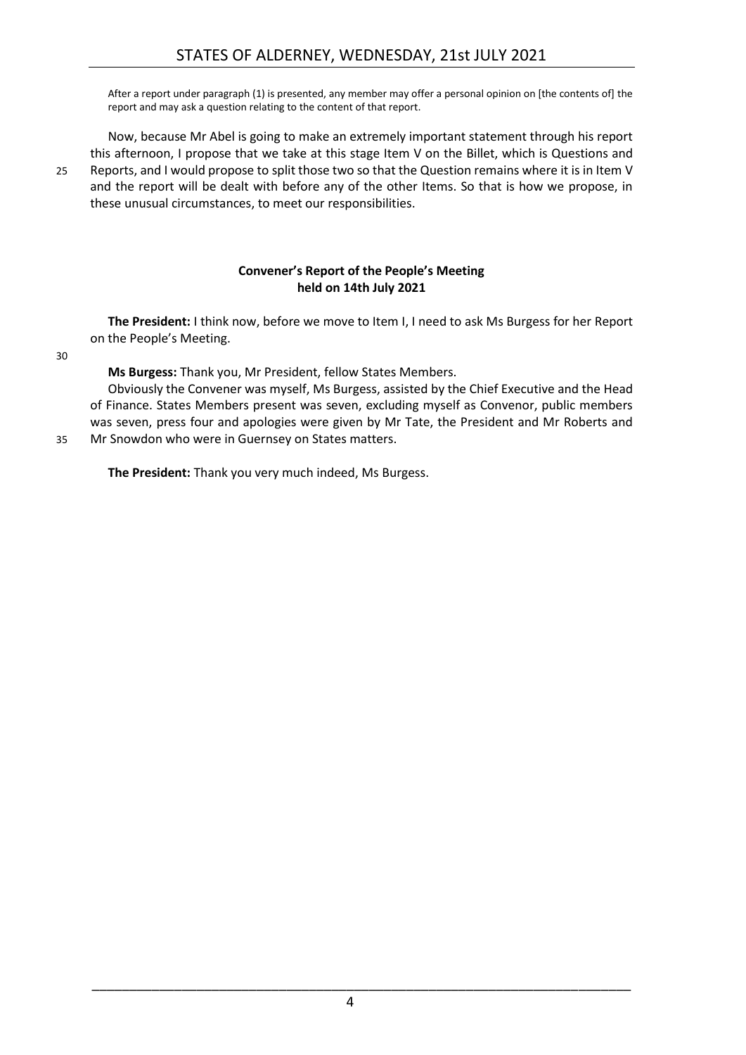After a report under paragraph (1) is presented, any member may offer a personal opinion on [the contents of] the report and may ask a question relating to the content of that report.

Now, because Mr Abel is going to make an extremely important statement through his report this afternoon, I propose that we take at this stage Item V on the Billet, which is Questions and Reports, and I would propose to split those two so that the Question remains where it is in Item V and the report will be dealt with before any of the other Items. So that is how we propose, in these unusual circumstances, to meet our responsibilities.

### Convener's Report of the People's Meeting held on 14th July 2021

**The President:** I think now, before we move to Item I, I need to ask Ms Burgess for her Report on the People's Meeting.

**Ms Burgess:** Thank you, Mr President, fellow States Members.

Obviously the Convener was myself, Ms Burgess, assisted by the Chief Executive and the Head of Finance. States Members present was seven, excluding myself as Convenor, public members was seven, press four and apologies were given by Mr Tate, the President and Mr Roberts and Mr Snowdon who were in Guernsey on States matters.

**The President:** Thank you very much indeed, Ms Burgess.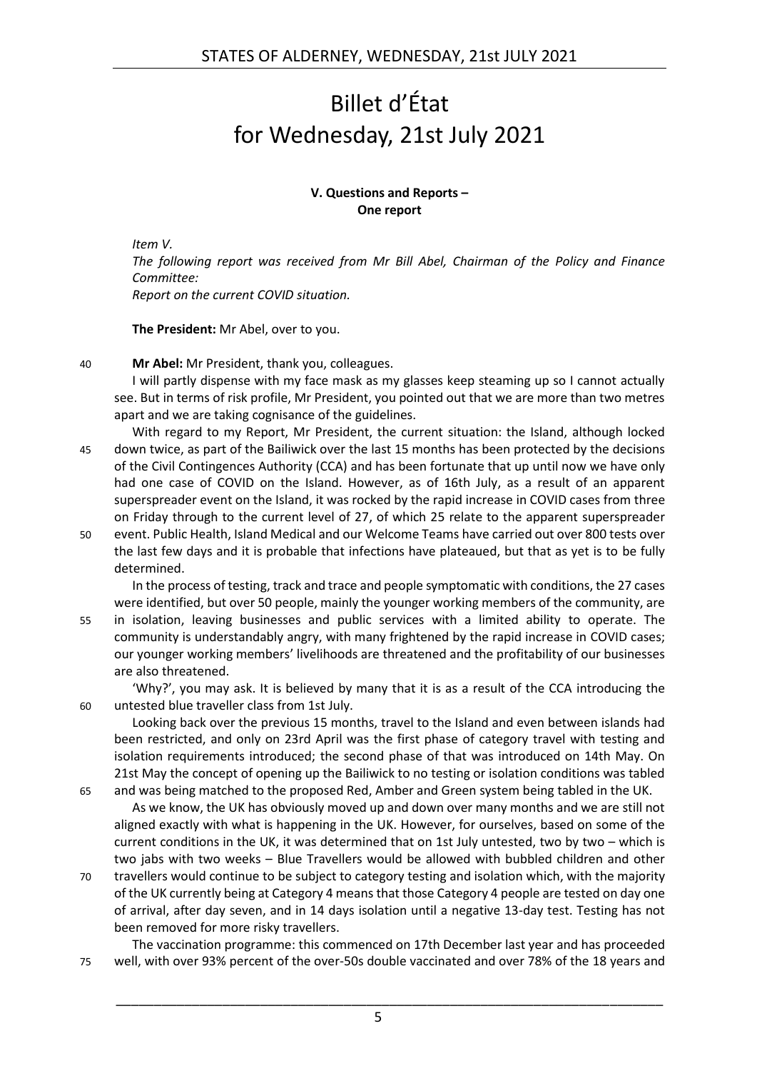# Billet d'État for Wednesday, 21st July 2021

**V. Questions and Reports – One report**

*Item V.*

*The following report was received from Mr Bill Abel, Chairman of the Policy and Finance Committee:*

*Report on the current COVID situation.*

**The President:** Mr Abel, over to you.

**Mr Abel:** Mr President, thank you, colleagues.

I will partly dispense with my face mask as my glasses keep steaming up so I cannot actually see. But in terms of risk profile, Mr President, you pointed out that we are more than two metres apart and we are taking cognisance of the guidelines.

With regard to my Report, Mr President, the current situation: the Island, although locked down twice, as part of the Bailiwick over the last 15 months has been protected by the decisions of the Civil Contingencies Authority (CCA) and has been fortunate that up until now we have only had one case of COVID on the Island. However, as of 16th July, as a result of an apparent superspreader event on the Island, it was rocked by the rapid increase in COVID cases from three on Friday through to the current level of 27, of which 25 relate to the apparent superspreader event. Public Health, Island Medical and our Welcome Teams have carried out over 800 tests over the last few days and it is probable that infections have plateaued, but that as yet is to be fully determined.

In the process of testing, track and trace and people symptomatic with conditions, the 27 cases were identified, but over 50 people, mainly the younger working members of the community, are in isolation, leaving businesses and public services with a limited ability to operate. The community is understandably angry, with many frightened by the rapid increase in COVID cases; our younger working members' livelihoods are threatened and the profitability of our businesses are also threatened.

'Why?', you may ask. It is believed by many that it is as a result of the CCA introducing the untested blue traveller class from 1st July.

Looking back over the previous 15 months, travel to the Island and even between islands had been restricted, and only on 23rd April was the first phase of category travel with testing and isolation requirements introduced; the second phase of that was introduced on 14th May. On 21st May the concept of opening up the Bailiwick to no testing or isolation conditions was tabled and was being matched to the proposed Red, Amber and Green system being tabled in the UK.

As we know, the UK has obviously moved up and down over many months and we are still not aligned exactly with what is happening in the UK. However, for ourselves, based on some of the current conditions in the UK, it was determined that on 1st July untested, two by two – which is two jabs with two weeks – Blue Travellers would be allowed with bubbled children and other travellers would continue to be subject to category testing and isolation which, with the majority of the UK currently being at Category 4 means that those Category 4 people are tested on day one of arrival, after day seven, and in 14 days isolation until a negative 13-day test. Testing has not been removed for more risky travellers.

The vaccination programme: this commenced on 17th December last year and has proceeded well, with over 93% percent of the over-50s double vaccinated and over 78% of the 18 years and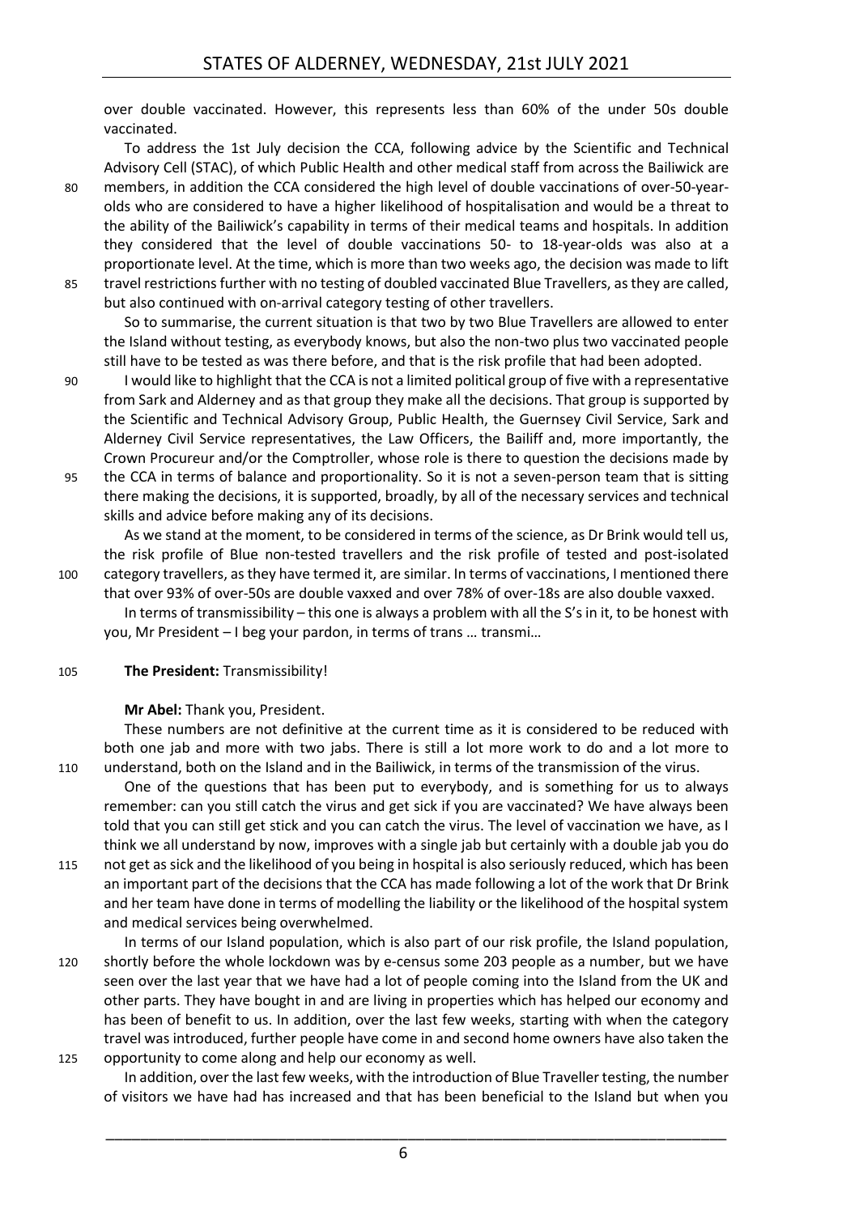over double vaccinated. However, this represents less than 60% of the under 50s double vaccinated.

To address the 1st July decision the CCA, following advice by the Scientific and Technical Advisory Cell (STAC), of which Public Health and other medical staff from across the Bailiwick are members, in addition the CCA considered the high level of double vaccinations of over-50-year-olds who are considered to have a higher likelihood of hospitalisation and would be a threat to the ability of the Bailiwick's capability in terms of their medical teams and hospitals. In addition they considered that the level of double vaccinations 50- to 18-year-olds was also at a proportionate level. At the time, which is more than two weeks ago, the decision was made to lift travel restrictions further with no testing of doubled vaccinated Blue Travellers, as they are called, but also continued with on-arrival category testing of other travellers.

So to summarise, the current situation is that two by two Blue Travellers are allowed to enter the Island without testing, as everybody knows, but also the non-two plus two vaccinated people still have to be tested as was there before, and that is the risk profile that had been adopted.

I would like to highlight that the CCA is not a limited political group of five with a representative from Sark and Alderney and as that group they make all the decisions. That group is supported by the Scientific and Technical Advisory Group, Public Health, the Guernsey Civil Service, Sark and Alderney Civil Service representatives, the Law Officers, the Bailiff and, more importantly, the Crown Procureur and/or the Comptroller, whose role is there to question the decisions made by the CCA in terms of balance and proportionality. So it is not a seven-person team that is sitting there making the decisions, it is supported, broadly, by all of the necessary services and technical skills and advice before making any of its decisions.

As we stand at the moment, to be considered in terms of the science, as Dr Brink would tell us, the risk profile of Blue non-tested travellers and the risk profile of tested and post-isolated category travellers, as they have termed it, are similar. In terms of vaccinations, I mentioned there that over 93% of over-50s are double vaxxed and over 78% of over-18s are also double vaxxed.

In terms of transmissibility – this one is always a problem with all the S's in it, to be honest with you, Mr President – I beg your pardon, in terms of trans … transmi…

**The President:** Transmissibility!

**Mr Abel:** Thank you, President.

These numbers are not definitive at the current time as it is considered to be reduced with both one jab and more with two jabs. There is still a lot more work to do and a lot more to understand, both on the Island and in the Bailiwick, in terms of the transmission of the virus.

One of the questions that has been put to everybody, and is something for us to always remember: can you still catch the virus and get sick if you are vaccinated? We have always been told that you can still get stick and you can catch the virus. The level of vaccination we have, as I think we all understand by now, improves with a single jab but certainly with a double jab you do not get as sick and the likelihood of you being in hospital is also seriously reduced, which has been an important part of the decisions that the CCA has made following a lot of the work that Dr Brink and her team have done in terms of modelling the liability or the likelihood of the hospital system and medical services being overwhelmed.

In terms of our Island population, which is also part of our risk profile, the Island population, shortly before the whole lockdown was by e-census some 203 people as a number, but we have seen over the last year that we have had a lot of people coming into the Island from the UK and other parts. They have bought in and are living in properties which has helped our economy and has been of benefit to us. In addition, over the last few weeks, starting with when the category travel was introduced, further people have come in and second home owners have also taken the opportunity to come along and help our economy as well.

In addition, over the last few weeks, with the introduction of Blue Traveller testing, the number of visitors we have had has increased and that has been beneficial to the Island but when you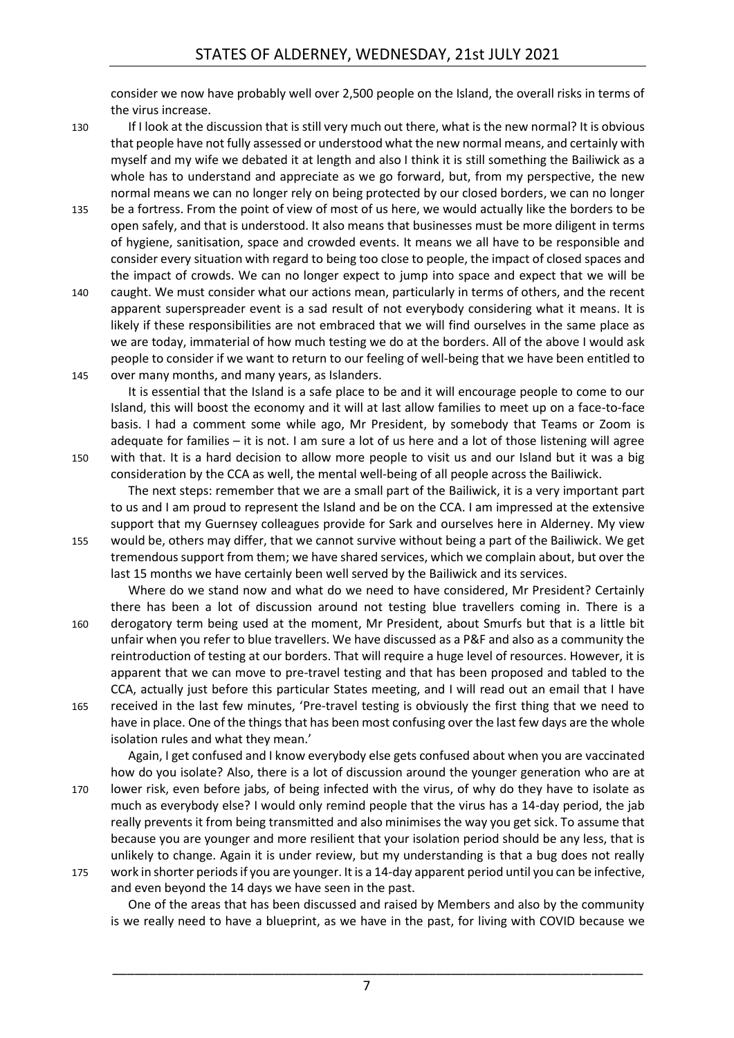consider we now have probably well over 2,500 people on the Island, the overall risks in terms of the virus increase.

If I look at the discussion that is still very much out there, what is the new normal? It is obvious that people have not fully assessed or understood what the new normal means, and certainly with myself and my wife we debated it at length and also I think it is still something the Bailiwick as a whole has to understand and appreciate as we go forward, but, from my perspective, the new normal means we can no longer rely on being protected by our closed borders, we can no longer be a fortress. From the point of view of most of us here, we would actually like the borders to be open safely, and that is understood. It also means that businesses must be more diligent in terms of hygiene, sanitisation, space and crowded events. It means we all have to be responsible and consider every situation with regard to being too close to people, the impact of closed spaces and the impact of crowds. We can no longer expect to jump into space and expect that we will be caught. We must consider what our actions mean, particularly in terms of others, and the recent apparent superspreader event is a sad result of not everybody considering what it means. It is likely if these responsibilities are not embraced that we will find ourselves in the same place as we are today, immaterial of how much testing we do at the borders. All of the above I would ask people to consider if we want to return to our feeling of well-being that we have been entitled to over many months, and many years, as Islanders.

It is essential that the Island is a safe place to be and it will encourage people to come to our Island, this will boost the economy and it will at last allow families to meet up on a face-to-face basis. I had a comment some while ago, Mr President, by somebody that Teams or Zoom is adequate for families – it is not. I am sure a lot of us here and a lot of those listening will agree with that. It is a hard decision to allow more people to visit us and our Island but it was a big consideration by the CCA as well, the mental well-being of all people across the Bailiwick.

The next steps: remember that we are a small part of the Bailiwick, it is a very important part to us and I am proud to represent the Island and be on the CCA. I am impressed at the extensive support that my Guernsey colleagues provide for Sark and ourselves here in Alderney. My view would be, others may differ, that we cannot survive without being a part of the Bailiwick. We get tremendous support from them; we have shared services, which we complain about, but over the last 15 months we have certainly been well served by the Bailiwick and its services.

Where do we stand now and what do we need to have considered, Mr President? Certainly there has been a lot of discussion around not testing blue travellers coming in. There is a derogatory term being used at the moment, Mr President, about Smurfs but that is a little bit unfair when you refer to blue travellers. We have discussed as a P&F and also as a community the reintroduction of testing at our borders. That will require a huge level of resources. However, it is apparent that we can move to pre-travel testing and that has been proposed and tabled to the CCA, actually just before this particular States meeting, and I will read out an email that I have received in the last few minutes, 'Pre-travel testing is obviously the first thing that we need to have in place. One of the things that has been most confusing over the last few days are the whole isolation rules and what they mean.'

Again, I get confused and I know everybody else gets confused about when you are vaccinated how do you isolate? Also, there is a lot of discussion around the younger generation who are at lower risk, even before jabs, of being infected with the virus, of why do they have to isolate as much as everybody else? I would only remind people that the virus has a 14-day period, the jab really prevents it from being transmitted and also minimises the way you get sick. To assume that because you are younger and more resilient that your isolation period should be any less, that is unlikely to change. Again it is under review, but my understanding is that a bug does not really work in shorter periods if you are younger. It is a 14-day apparent period until you can be infective, and even beyond the 14 days we have seen in the past.

One of the areas that has been discussed and raised by Members and also by the community is we really need to have a blueprint, as we have in the past, for living with COVID because we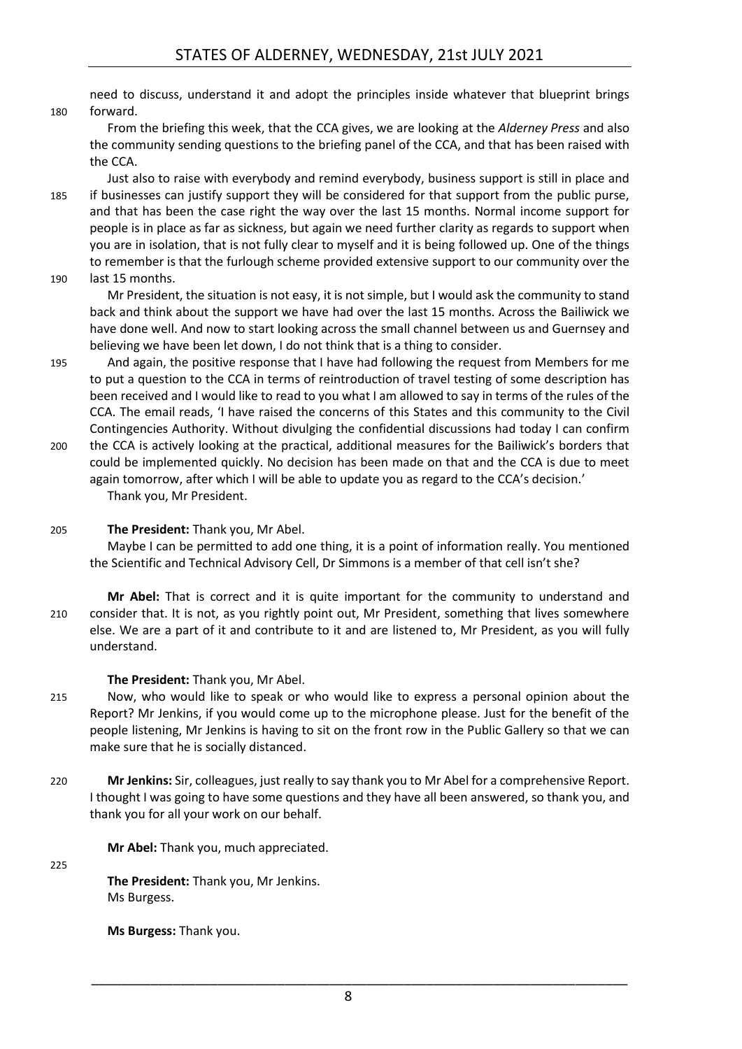need to discuss, understand it and adopt the principles inside whatever that blueprint brings forward.

From the briefing this week, that the CCA gives, we are looking at the *Alderney Press* and also the community sending questions to the briefing panel of the CCA, and that has been raised with the CCA.

Just also to raise with everybody and remind everybody, business support is still in place and if businesses can justify support they will be considered for that support from the public purse, and that has been the case right the way over the last 15 months. Normal income support for people is in place as far as sickness, but again we need further clarity as regards to support when you are in isolation, that is not fully clear to myself and it is being followed up. One of the things to remember is that the furlough scheme provided extensive support to our community over the last 15 months.

Mr President, the situation is not easy, it is not simple, but I would ask the community to stand back and think about the support we have had over the last 15 months. Across the Bailiwick we have done well. And now to start looking across the small channel between us and Guernsey and believing we have been let down, I do not think that is a thing to consider.

And again, the positive response that I have had following the request from Members for me to put a question to the CCA in terms of reintroduction of travel testing of some description has been received and I would like to read to you what I am allowed to say in terms of the rules of the CCA. The email reads, 'I have raised the concerns of this States and this community to the Civil Contingencies Authority. Without divulging the confidential discussions had today I can confirm the CCA is actively looking at the practical, additional measures for the Bailiwick's borders that could be implemented quickly. No decision has been made on that and the CCA is due to meet again tomorrow, after which I will be able to update you as regard to the CCA's decision.'

Thank you, Mr President.

**The President:** Thank you, Mr Abel.

Maybe I can be permitted to add one thing, it is a point of information really. You mentioned the Scientific and Technical Advisory Cell, Dr Simmons is a member of that cell isn't she?

**Mr Abel:** That is correct and it is quite important for the community to understand and consider that. It is not, as you rightly point out, Mr President, something that lives somewhere else. We are a part of it and contribute to it and are listened to, Mr President, as you will fully understand.

**The President:** Thank you, Mr Abel.

Now, who would like to speak or who would like to express a personal opinion about the Report? Mr Jenkins, if you would come up to the microphone please. Just for the benefit of the people listening, Mr Jenkins is having to sit on the front row in the Public Gallery so that we can make sure that he is socially distanced.

**Mr Jenkins:** Sir, colleagues, just really to say thank you to Mr Abel for a comprehensive Report. I thought I was going to have some questions and they have all been answered, so thank you, and thank you for all your work on our behalf.

**Mr Abel:** Thank you, much appreciated.

**The President:** Thank you, Mr Jenkins.

Ms Burgess.

**Ms Burgess:** Thank you.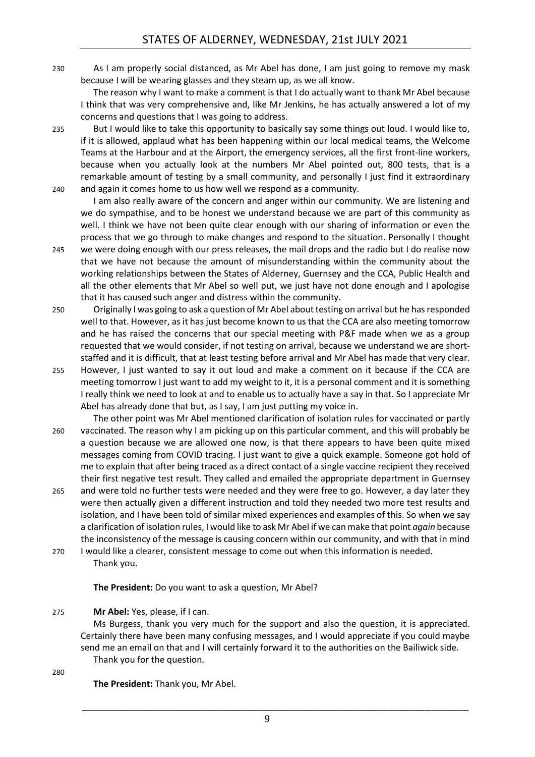As I am properly social distanced, as Mr Abel has done, I am just going to remove my mask because I will be wearing glasses and they steam up, as we all know.

The reason why I want to make a comment is that I do actually want to thank Mr Abel because I think that was very comprehensive and, like Mr Jenkins, he has actually answered a lot of my concerns and questions that I was going to address.

But I would like to take this opportunity to basically say some things out loud. I would like to, if it is allowed, applaud what has been happening within our local medical teams, the Welcome Teams at the Harbour and at the Airport, the emergency services, all the first front-line workers, because when you actually look at the numbers Mr Abel pointed out, 800 tests, that is a remarkable amount of testing by a small community, and personally I just find it extraordinary and again it comes home to us how well we respond as a community.

I am also really aware of the concern and anger within our community. We are listening and we do sympathise, and to be honest we understand because we are part of this community as well. I think we have not been quite clear enough with our sharing of information or even the process that we go through to make changes and respond to the situation. Personally I thought we were doing enough with our press releases, the mail drops and the radio but I do realise now that we have not because the amount of misunderstanding within the community about the working relationships between the States of Alderney, Guernsey and the CCA, Public Health and all the other elements that Mr Abel so well put, we just have not done enough and I apologise that it has caused such anger and distress within the community.

Originally I was going to ask a question of Mr Abel about testing on arrival but he has responded well to that. However, as it has just become known to us that the CCA are also meeting tomorrow and he has raised the concerns that our special meeting with P&F made when we as a group requested that we would consider, if not testing on arrival, because we understand we are short-staffed and it is difficult, that at least testing before arrival and Mr Abel has made that very clear. However, I just wanted to say it out loud and make a comment on it because if the CCA are meeting tomorrow I just want to add my weight to it, it is a personal comment and it is something I really think we need to look at and to enable us to actually have a say in that. So I appreciate Mr Abel has already done that but, as I say, I am just putting my voice in.

The other point was Mr Abel mentioned clarification of isolation rules for vaccinated or partly vaccinated. The reason why I am picking up on this particular comment, and this will probably be a question because we are allowed one now, is that there appears to have been quite mixed messages coming from COVID tracing. I just want to give a quick example. Someone got hold of me to explain that after being traced as a direct contact of a single vaccine recipient they received their first negative test result. They called and emailed the appropriate department in Guernsey and were told no further tests were needed and they were free to go. However, a day later they were then actually given a different instruction and told they needed two more test results and isolation, and I have been told of similar mixed experiences and examples of this. So when we say a clarification of isolation rules, I would like to ask Mr Abel if we can make that point *again* because the inconsistency of the message is causing concern within our community, and with that in mind I would like a clearer, consistent message to come out when this information is needed.

Thank you.

**The President:** Do you want to ask a question, Mr Abel?

**Mr Abel:** Yes, please, if I can.

Ms Burgess, thank you very much for the support and also the question, it is appreciated. Certainly there have been many confusing messages, and I would appreciate if you could maybe send me an email on that and I will certainly forward it to the authorities on the Bailiwick side.

Thank you for the question.

**The President:** Thank you, Mr Abel.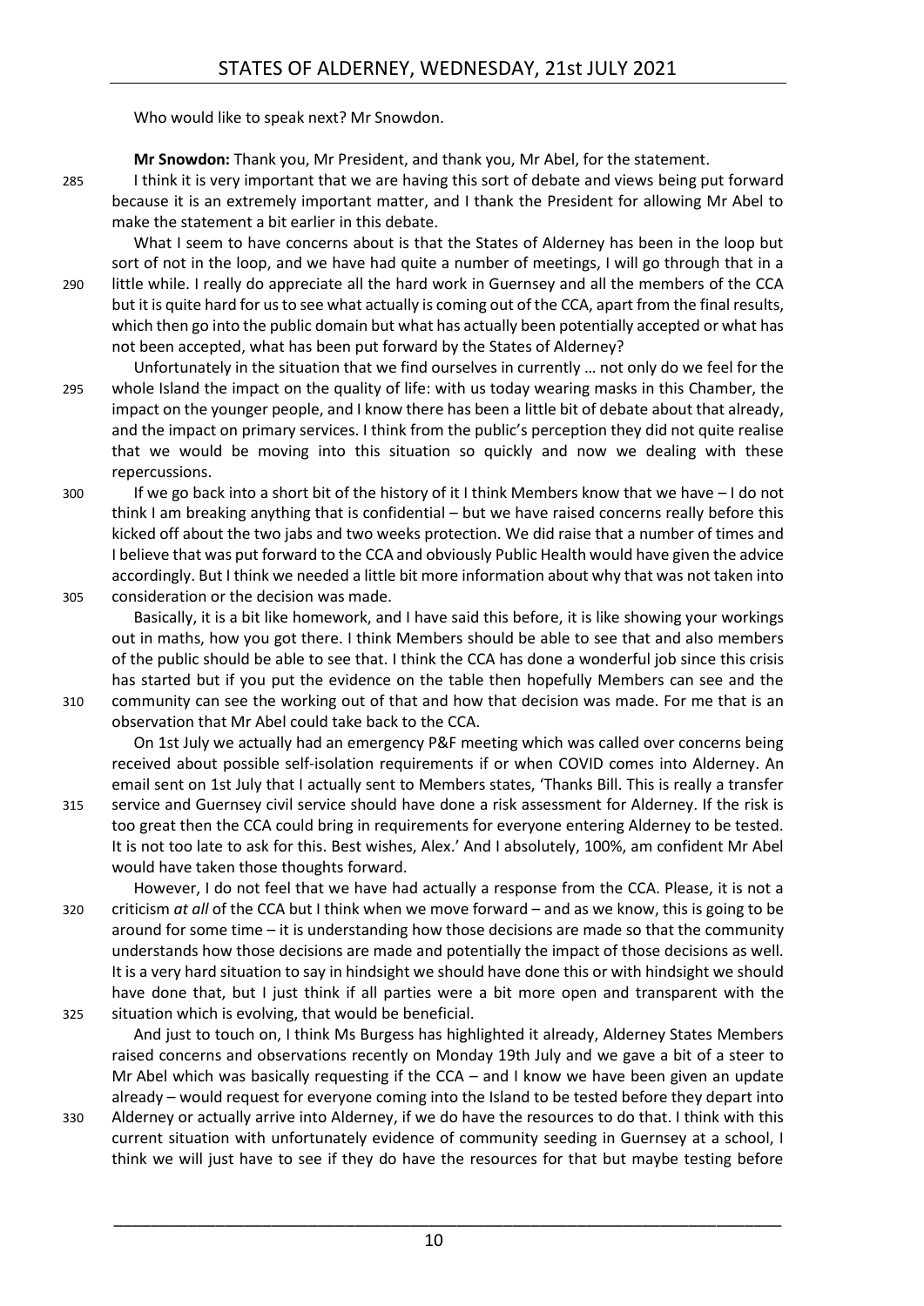Who would like to speak next? Mr Snowdon.

**Mr Snowdon:** Thank you, Mr President, and thank you, Mr Abel, for the statement.

I think it is very important that we are having this sort of debate and views being put forward because it is an extremely important matter, and I thank the President for allowing Mr Abel to make the statement a bit earlier in this debate.

What I seem to have concerns about is that the States of Alderney has been in the loop but sort of not in the loop, and we have had quite a number of meetings, I will go through that in a little while. I really do appreciate all the hard work in Guernsey and all the members of the CCA but it is quite hard for us to see what actually is coming out of the CCA, apart from the final results, which then go into the public domain but what has actually been potentially accepted or what has not been accepted, what has been put forward by the States of Alderney?

Unfortunately in the situation that we find ourselves in currently … not only do we feel for the whole Island the impact on the quality of life: with us today wearing masks in this Chamber, the impact on the younger people, and I know there has been a little bit of debate about that already, and the impact on primary services. I think from the public's perception they did not quite realise that we would be moving into this situation so quickly and now we dealing with these repercussions.

If we go back into a short bit of the history of it I think Members know that we have – I do not think I am breaking anything that is confidential – but we have raised concerns really before this kicked off about the two jabs and two weeks protection. We did raise that a number of times and I believe that was put forward to the CCA and obviously Public Health would have given the advice accordingly. But I think we needed a little bit more information about why that was not taken into consideration or the decision was made.

Basically, it is a bit like homework, and I have said this before, it is like showing your workings out in maths, how you got there. I think Members should be able to see that and also members of the public should be able to see that. I think the CCA has done a wonderful job since this crisis has started but if you put the evidence on the table then hopefully Members can see and the community can see the working out of that and how that decision was made. For me that is an observation that Mr Abel could take back to the CCA.

On 1st July we actually had an emergency P&F meeting which was called over concerns being received about possible self-isolation requirements if or when COVID comes into Alderney. An email sent on 1st July that I actually sent to Members states, 'Thanks Bill. This is really a transfer service and Guernsey civil service should have done a risk assessment for Alderney. If the risk is too great then the CCA could bring in requirements for everyone entering Alderney to be tested. It is not too late to ask for this. Best wishes, Alex.' And I absolutely, 100%, am confident Mr Abel would have taken those thoughts forward.

However, I do not feel that we have had actually a response from the CCA. Please, it is not a criticism *at all* of the CCA but I think when we move forward – and as we know, this is going to be around for some time – it is understanding how those decisions are made so that the community understands how those decisions are made and potentially the impact of those decisions as well. It is a very hard situation to say in hindsight we should have done this or with hindsight we should have done that, but I just think if all parties were a bit more open and transparent with the situation which is evolving, that would be beneficial.

And just to touch on, I think Ms Burgess has highlighted it already, Alderney States Members raised concerns and observations recently on Monday 19th July and we gave a bit of a steer to Mr Abel which was basically requesting if the CCA – and I know we have been given an update already – would request for everyone coming into the Island to be tested before they depart into Alderney or actually arrive into Alderney, if we do have the resources to do that. I think with this current situation with unfortunately evidence of community seeding in Guernsey at a school, I think we will just have to see if they do have the resources for that but maybe testing before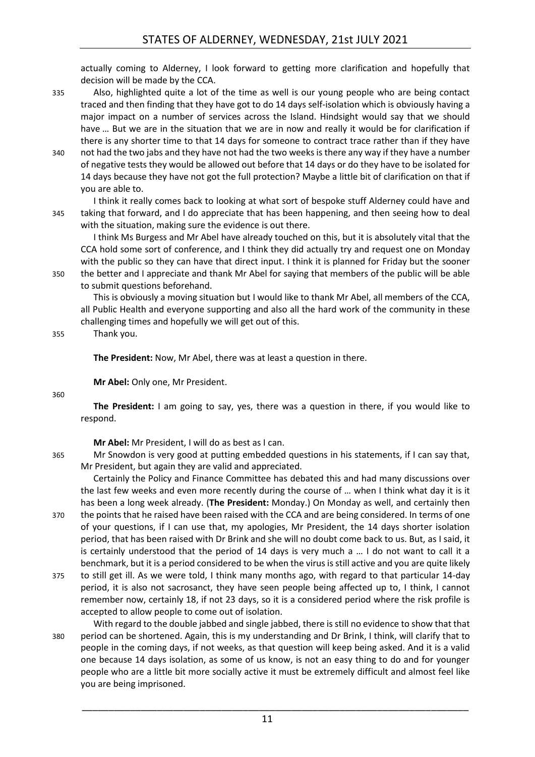actually coming to Alderney, I look forward to getting more clarification and hopefully that decision will be made by the CCA.

335 Also, highlighted quite a lot of the time as well is our young people who are being contact traced and then finding that they have got to do 14 days self-isolation which is obviously having a major impact on a number of services across the Island. Hindsight would say that we should have … But we are in the situation that we are in now and really it would be for clarification if there is any shorter time to that 14 days for someone to contract trace rather than if they have 340 not had the two jabs and they have not had the two weeks is there any way if they have a number of negative tests they would be allowed out before that 14 days or do they have to be isolated for 14 days because they have not got the full protection? Maybe a little bit of clarification on that if you are able to.

I think it really comes back to looking at what sort of bespoke stuff Alderney could have and 345 taking that forward, and I do appreciate that has been happening, and then seeing how to deal with the situation, making sure the evidence is out there.

I think Ms Burgess and Mr Abel have already touched on this, but it is absolutely vital that the CCA hold some sort of conference, and I think they did actually try and request one on Monday with the public so they can have that direct input. I think it is planned for Friday but the sooner 350 the better and I appreciate and thank Mr Abel for saying that members of the public will be able to submit questions beforehand.

This is obviously a moving situation but I would like to thank Mr Abel, all members of the CCA, all Public Health and everyone supporting and also all the hard work of the community in these challenging times and hopefully we will get out of this.

355 Thank you.

**The President:** Now, Mr Abel, there was at least a question in there.

**Mr Abel:** Only one, Mr President.

360

**The President:** I am going to say, yes, there was a question in there, if you would like to respond.

**Mr Abel:** Mr President, I will do as best as I can.

365 Mr Snowdon is very good at putting embedded questions in his statements, if I can say that, Mr President, but again they are valid and appreciated.

Certainly the Policy and Finance Committee has debated this and had many discussions over the last few weeks and even more recently during the course of … when I think what day it is it has been a long week already. (**The President:** Monday.) On Monday as well, and certainly then 370 the points that he raised have been raised with the CCA and are being considered. In terms of one of your questions, if I can use that, my apologies, Mr President, the 14 days shorter isolation period, that has been raised with Dr Brink and she will no doubt come back to us. But, as I said, it is certainly understood that the period of 14 days is very much a … I do not want to call it a benchmark, but it is a period considered to be when the virus is still active and you are quite likely 375 to still get ill. As we were told, I think many months ago, with regard to that particular 14-day period, it is also not sacrosanct, they have seen people being affected up to, I think, I cannot remember now, certainly 18, if not 23 days, so it is a considered period where the risk profile is accepted to allow people to come out of isolation.

With regard to the double jabbed and single jabbed, there is still no evidence to show that that 380 period can be shortened. Again, this is my understanding and Dr Brink, I think, will clarify that to people in the coming days, if not weeks, as that question will keep being asked. And it is a valid one because 14 days isolation, as some of us know, is not an easy thing to do and for younger people who are a little bit more socially active it must be extremely difficult and almost feel like you are being imprisoned.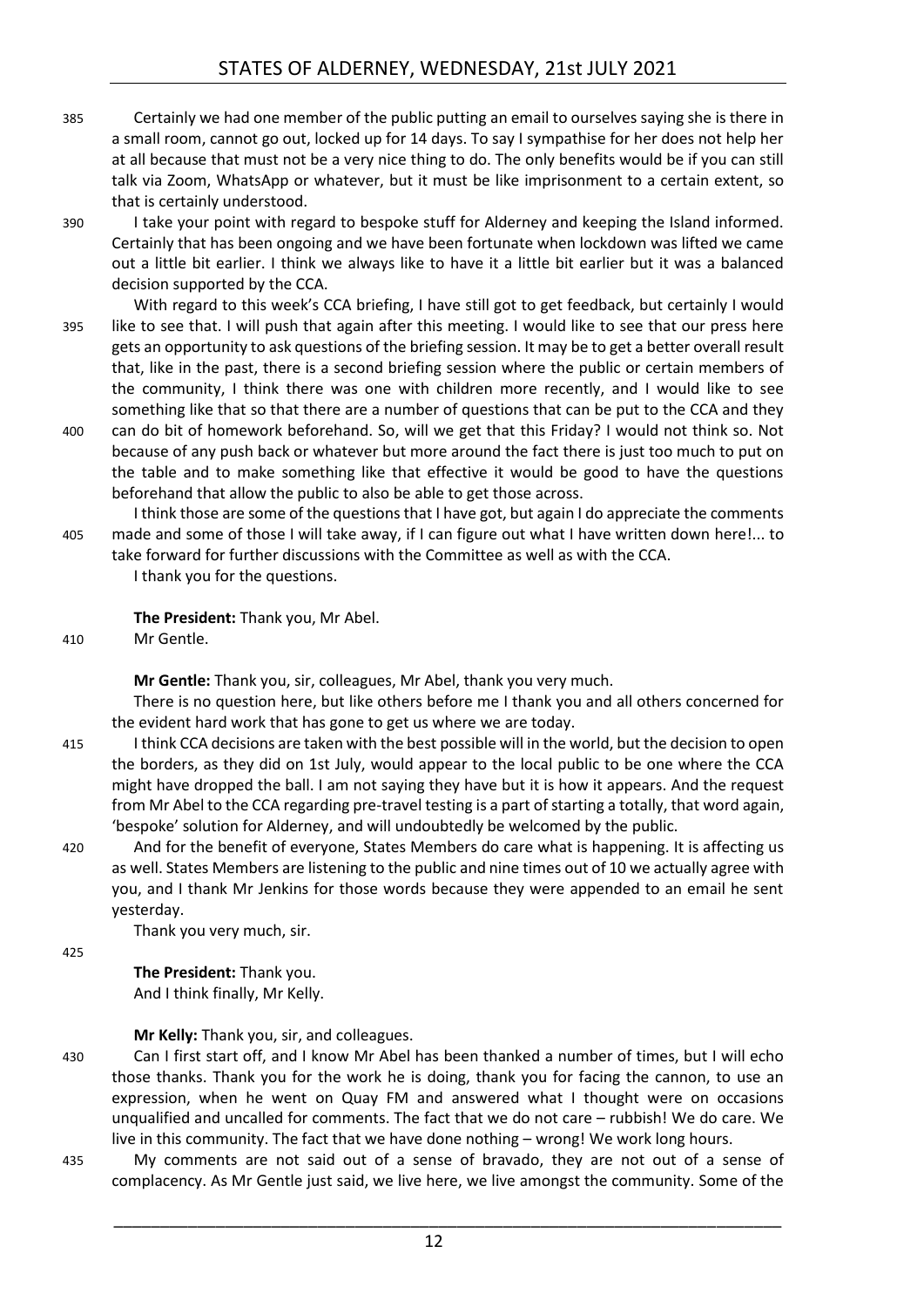Certainly we had one member of the public putting an email to ourselves saying she is there in a small room, cannot go out, locked up for 14 days. To say I sympathise for her does not help her at all because that must not be a very nice thing to do. The only benefits would be if you can still talk via Zoom, WhatsApp or whatever, but it must be like imprisonment to a certain extent, so that is certainly understood.

I take your point with regard to bespoke stuff for Alderney and keeping the Island informed. Certainly that has been ongoing and we have been fortunate when lockdown was lifted we came out a little bit earlier. I think we always like to have it a little bit earlier but it was a balanced decision supported by the CCA.

With regard to this week's CCA briefing, I have still got to get feedback, but certainly I would like to see that. I will push that again after this meeting. I would like to see that our press here gets an opportunity to ask questions of the briefing session. It may be to get a better overall result that, like in the past, there is a second briefing session where the public or certain members of the community, I think there was one with children more recently, and I would like to see something like that so that there are a number of questions that can be put to the CCA and they can do bit of homework beforehand. So, will we get that this Friday? I would not think so. Not because of any push back or whatever but more around the fact there is just too much to put on the table and to make something like that effective it would be good to have the questions beforehand that allow the public to also be able to get those across.

I think those are some of the questions that I have got, but again I do appreciate the comments made and some of those I will take away, if I can figure out what I have written down here!... to take forward for further discussions with the Committee as well as with the CCA.

I thank you for the questions.

**The President:** Thank you, Mr Abel.
Mr Gentle.

**Mr Gentle:** Thank you, sir, colleagues, Mr Abel, thank you very much.

There is no question here, but like others before me I thank you and all others concerned for the evident hard work that has gone to get us where we are today.

I think CCA decisions are taken with the best possible will in the world, but the decision to open the borders, as they did on 1st July, would appear to the local public to be one where the CCA might have dropped the ball. I am not saying they have but it is how it appears. And the request from Mr Abel to the CCA regarding pre-travel testing is a part of starting a totally, that word again, 'bespoke' solution for Alderney, and will undoubtedly be welcomed by the public.

And for the benefit of everyone, States Members do care what is happening. It is affecting us as well. States Members are listening to the public and nine times out of 10 we actually agree with you, and I thank Mr Jenkins for those words because they were appended to an email he sent yesterday.

Thank you very much, sir.

**The President:** Thank you.
And I think finally, Mr Kelly.

**Mr Kelly:** Thank you, sir, and colleagues.

Can I first start off, and I know Mr Abel has been thanked a number of times, but I will echo those thanks. Thank you for the work he is doing, thank you for facing the cannon, to use an expression, when he went on Quay FM and answered what I thought were on occasions unqualified and uncalled for comments. The fact that we do not care – rubbish! We do care. We live in this community. The fact that we have done nothing – wrong! We work long hours.

My comments are not said out of a sense of bravado, they are not out of a sense of complacency. As Mr Gentle just said, we live here, we live amongst the community. Some of the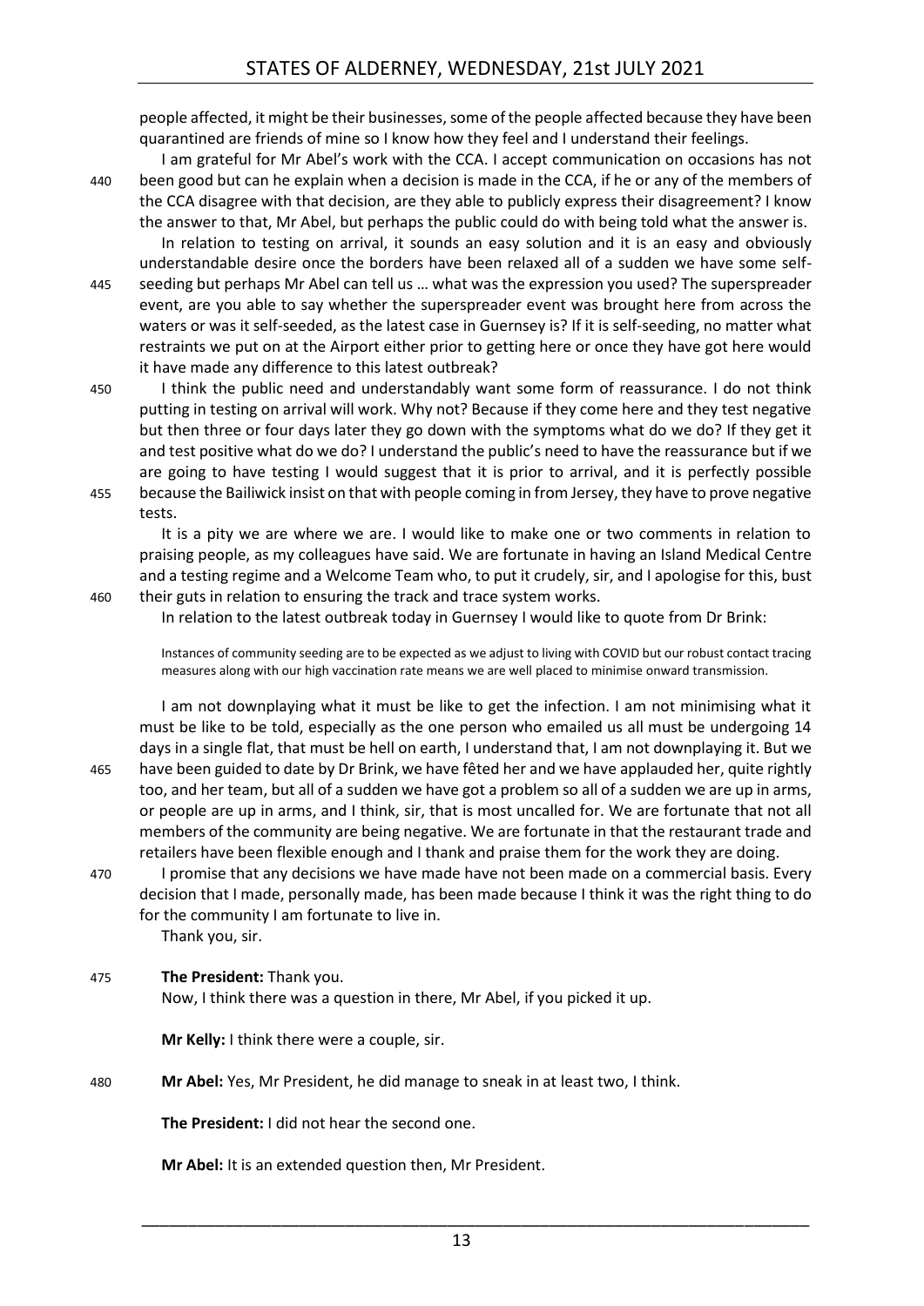people affected, it might be their businesses, some of the people affected because they have been quarantined are friends of mine so I know how they feel and I understand their feelings.

I am grateful for Mr Abel's work with the CCA. I accept communication on occasions has not been good but can he explain when a decision is made in the CCA, if he or any of the members of the CCA disagree with that decision, are they able to publicly express their disagreement? I know the answer to that, Mr Abel, but perhaps the public could do with being told what the answer is.

In relation to testing on arrival, it sounds an easy solution and it is an easy and obviously understandable desire once the borders have been relaxed all of a sudden we have some self-seeding but perhaps Mr Abel can tell us … what was the expression you used? The superspreader event, are you able to say whether the superspreader event was brought here from across the waters or was it self-seeded, as the latest case in Guernsey is? If it is self-seeding, no matter what restraints we put on at the Airport either prior to getting here or once they have got here would it have made any difference to this latest outbreak?

I think the public need and understandably want some form of reassurance. I do not think putting in testing on arrival will work. Why not? Because if they come here and they test negative but then three or four days later they go down with the symptoms what do we do? If they get it and test positive what do we do? I understand the public's need to have the reassurance but if we are going to have testing I would suggest that it is prior to arrival, and it is perfectly possible because the Bailiwick insist on that with people coming in from Jersey, they have to prove negative tests.

It is a pity we are where we are. I would like to make one or two comments in relation to praising people, as my colleagues have said. We are fortunate in having an Island Medical Centre and a testing regime and a Welcome Team who, to put it crudely, sir, and I apologise for this, bust their guts in relation to ensuring the track and trace system works.

In relation to the latest outbreak today in Guernsey I would like to quote from Dr Brink:

> Instances of community seeding are to be expected as we adjust to living with COVID but our robust contact tracing measures along with our high vaccination rate means we are well placed to minimise onward transmission.

I am not downplaying what it must be like to get the infection. I am not minimising what it must be like to be told, especially as the one person who emailed us all must be undergoing 14 days in a single flat, that must be hell on earth, I understand that, I am not downplaying it. But we have been guided to date by Dr Brink, we have fêted her and we have applauded her, quite rightly too, and her team, but all of a sudden we have got a problem so all of a sudden we are up in arms, or people are up in arms, and I think, sir, that is most uncalled for. We are fortunate that not all members of the community are being negative. We are fortunate in that the restaurant trade and retailers have been flexible enough and I thank and praise them for the work they are doing.

I promise that any decisions we have made have not been made on a commercial basis. Every decision that I made, personally made, has been made because I think it was the right thing to do for the community I am fortunate to live in.

Thank you, sir.

**The President:** Thank you.

Now, I think there was a question in there, Mr Abel, if you picked it up.

**Mr Kelly:** I think there were a couple, sir.

**Mr Abel:** Yes, Mr President, he did manage to sneak in at least two, I think.

**The President:** I did not hear the second one.

**Mr Abel:** It is an extended question then, Mr President.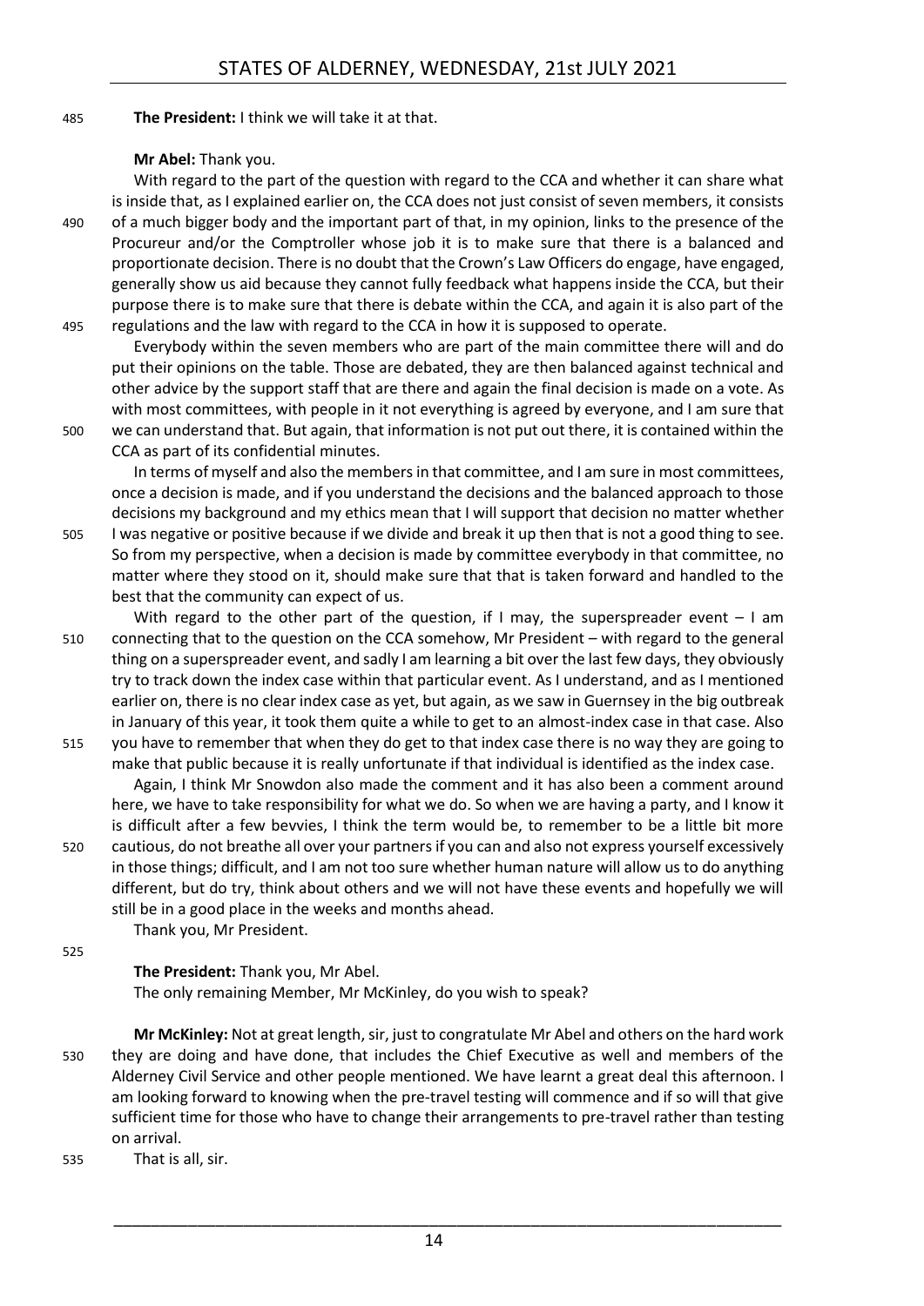**The President:** I think we will take it at that.

**Mr Abel:** Thank you.

With regard to the part of the question with regard to the CCA and whether it can share what is inside that, as I explained earlier on, the CCA does not just consist of seven members, it consists of a much bigger body and the important part of that, in my opinion, links to the presence of the Procureur and/or the Comptroller whose job it is to make sure that there is a balanced and proportionate decision. There is no doubt that the Crown's Law Officers do engage, have engaged, generally show us aid because they cannot fully feedback what happens inside the CCA, but their purpose there is to make sure that there is debate within the CCA, and again it is also part of the regulations and the law with regard to the CCA in how it is supposed to operate.

Everybody within the seven members who are part of the main committee there will and do put their opinions on the table. Those are debated, they are then balanced against technical and other advice by the support staff that are there and again the final decision is made on a vote. As with most committees, with people in it not everything is agreed by everyone, and I am sure that we can understand that. But again, that information is not put out there, it is contained within the CCA as part of its confidential minutes.

In terms of myself and also the members in that committee, and I am sure in most committees, once a decision is made, and if you understand the decisions and the balanced approach to those decisions my background and my ethics mean that I will support that decision no matter whether I was negative or positive because if we divide and break it up then that is not a good thing to see. So from my perspective, when a decision is made by committee everybody in that committee, no matter where they stood on it, should make sure that that is taken forward and handled to the best that the community can expect of us.

With regard to the other part of the question, if I may, the superspreader event – I am connecting that to the question on the CCA somehow, Mr President – with regard to the general thing on a superspreader event, and sadly I am learning a bit over the last few days, they obviously try to track down the index case within that particular event. As I understand, and as I mentioned earlier on, there is no clear index case as yet, but again, as we saw in Guernsey in the big outbreak in January of this year, it took them quite a while to get to an almost-index case in that case. Also you have to remember that when they do get to that index case there is no way they are going to make that public because it is really unfortunate if that individual is identified as the index case.

Again, I think Mr Snowdon also made the comment and it has also been a comment around here, we have to take responsibility for what we do. So when we are having a party, and I know it is difficult after a few bevvies, I think the term would be, to remember to be a little bit more cautious, do not breathe all over your partners if you can and also not express yourself excessively in those things; difficult, and I am not too sure whether human nature will allow us to do anything different, but do try, think about others and we will not have these events and hopefully we will still be in a good place in the weeks and months ahead.

Thank you, Mr President.

**The President:** Thank you, Mr Abel.

The only remaining Member, Mr McKinley, do you wish to speak?

**Mr McKinley:** Not at great length, sir, just to congratulate Mr Abel and others on the hard work they are doing and have done, that includes the Chief Executive as well and members of the Alderney Civil Service and other people mentioned. We have learnt a great deal this afternoon. I am looking forward to knowing when the pre-travel testing will commence and if so will that give sufficient time for those who have to change their arrangements to pre-travel rather than testing on arrival.

That is all, sir.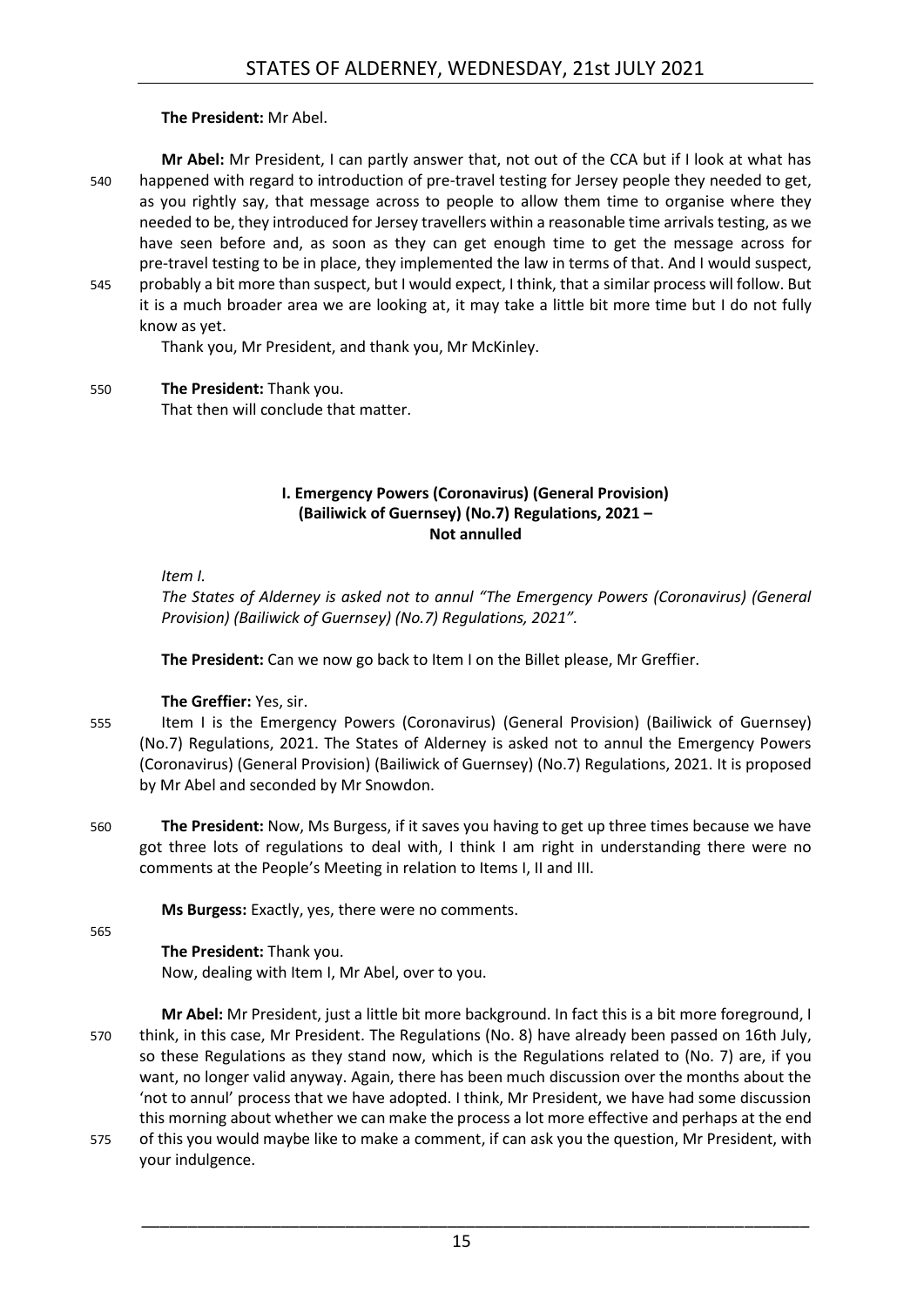**The President:** Mr Abel.

**Mr Abel:** Mr President, I can partly answer that, not out of the CCA but if I look at what has happened with regard to introduction of pre-travel testing for Jersey people they needed to get, as you rightly say, that message across to people to allow them time to organise where they needed to be, they introduced for Jersey travellers within a reasonable time arrivals testing, as we have seen before and, as soon as they can get enough time to get the message across for pre-travel testing to be in place, they implemented the law in terms of that. And I would suspect, probably a bit more than suspect, but I would expect, I think, that a similar process will follow. But it is a much broader area we are looking at, it may take a little bit more time but I do not fully know as yet.

Thank you, Mr President, and thank you, Mr McKinley.

**The President:** Thank you.

That then will conclude that matter.

### I. Emergency Powers (Coronavirus) (General Provision) (Bailiwick of Guernsey) (No.7) Regulations, 2021 – Not annulled

*Item I.*

*The States of Alderney is asked not to annul "The Emergency Powers (Coronavirus) (General Provision) (Bailiwick of Guernsey) (No.7) Regulations, 2021".*

**The President:** Can we now go back to Item I on the Billet please, Mr Greffier.

**The Greffier:** Yes, sir.

Item I is the Emergency Powers (Coronavirus) (General Provision) (Bailiwick of Guernsey) (No.7) Regulations, 2021. The States of Alderney is asked not to annul the Emergency Powers (Coronavirus) (General Provision) (Bailiwick of Guernsey) (No.7) Regulations, 2021. It is proposed by Mr Abel and seconded by Mr Snowdon.

**The President:** Now, Ms Burgess, if it saves you having to get up three times because we have got three lots of regulations to deal with, I think I am right in understanding there were no comments at the People's Meeting in relation to Items I, II and III.

**Ms Burgess:** Exactly, yes, there were no comments.

**The President:** Thank you.

Now, dealing with Item I, Mr Abel, over to you.

**Mr Abel:** Mr President, just a little bit more background. In fact this is a bit more foreground, I think, in this case, Mr President. The Regulations (No. 8) have already been passed on 16th July, so these Regulations as they stand now, which is the Regulations related to (No. 7) are, if you want, no longer valid anyway. Again, there has been much discussion over the months about the 'not to annul' process that we have adopted. I think, Mr President, we have had some discussion this morning about whether we can make the process a lot more effective and perhaps at the end of this you would maybe like to make a comment, if can ask you the question, Mr President, with your indulgence.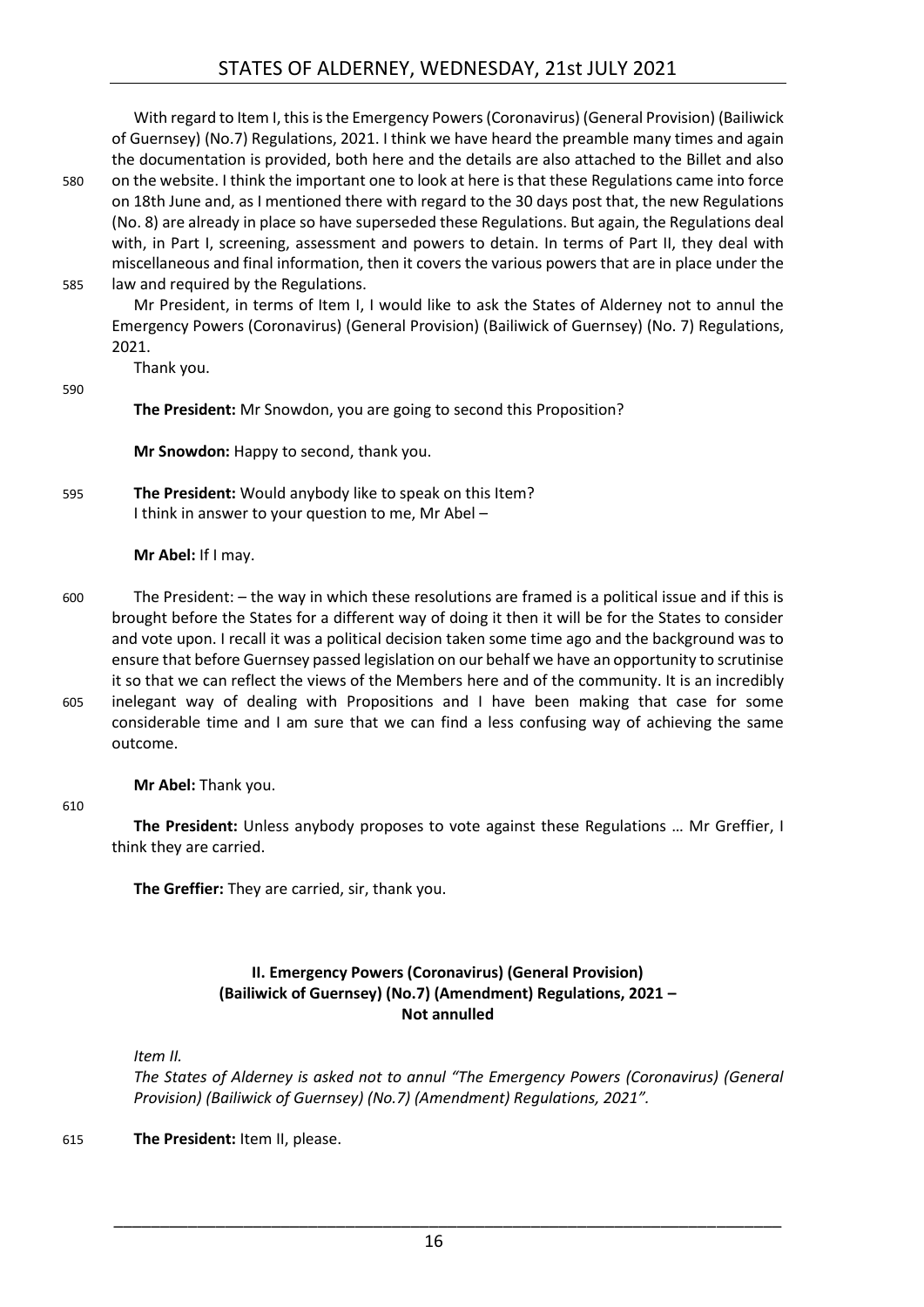With regard to Item I, this is the Emergency Powers (Coronavirus) (General Provision) (Bailiwick of Guernsey) (No.7) Regulations, 2021. I think we have heard the preamble many times and again the documentation is provided, both here and the details are also attached to the Billet and also on the website. I think the important one to look at here is that these Regulations came into force on 18th June and, as I mentioned there with regard to the 30 days post that, the new Regulations (No. 8) are already in place so have superseded these Regulations. But again, the Regulations deal with, in Part I, screening, assessment and powers to detain. In terms of Part II, they deal with miscellaneous and final information, then it covers the various powers that are in place under the law and required by the Regulations.

Mr President, in terms of Item I, I would like to ask the States of Alderney not to annul the Emergency Powers (Coronavirus) (General Provision) (Bailiwick of Guernsey) (No. 7) Regulations, 2021.

Thank you.

**The President:** Mr Snowdon, you are going to second this Proposition?

**Mr Snowdon:** Happy to second, thank you.

**The President:** Would anybody like to speak on this Item?
I think in answer to your question to me, Mr Abel –

**Mr Abel:** If I may.

The President: – the way in which these resolutions are framed is a political issue and if this is brought before the States for a different way of doing it then it will be for the States to consider and vote upon. I recall it was a political decision taken some time ago and the background was to ensure that before Guernsey passed legislation on our behalf we have an opportunity to scrutinise it so that we can reflect the views of the Members here and of the community. It is an incredibly inelegant way of dealing with Propositions and I have been making that case for some considerable time and I am sure that we can find a less confusing way of achieving the same outcome.

**Mr Abel:** Thank you.

**The President:** Unless anybody proposes to vote against these Regulations … Mr Greffier, I think they are carried.

**The Greffier:** They are carried, sir, thank you.

## II. Emergency Powers (Coronavirus) (General Provision) (Bailiwick of Guernsey) (No.7) (Amendment) Regulations, 2021 – Not annulled

*Item II.*
*The States of Alderney is asked not to annul "The Emergency Powers (Coronavirus) (General Provision) (Bailiwick of Guernsey) (No.7) (Amendment) Regulations, 2021".*

**The President:** Item II, please.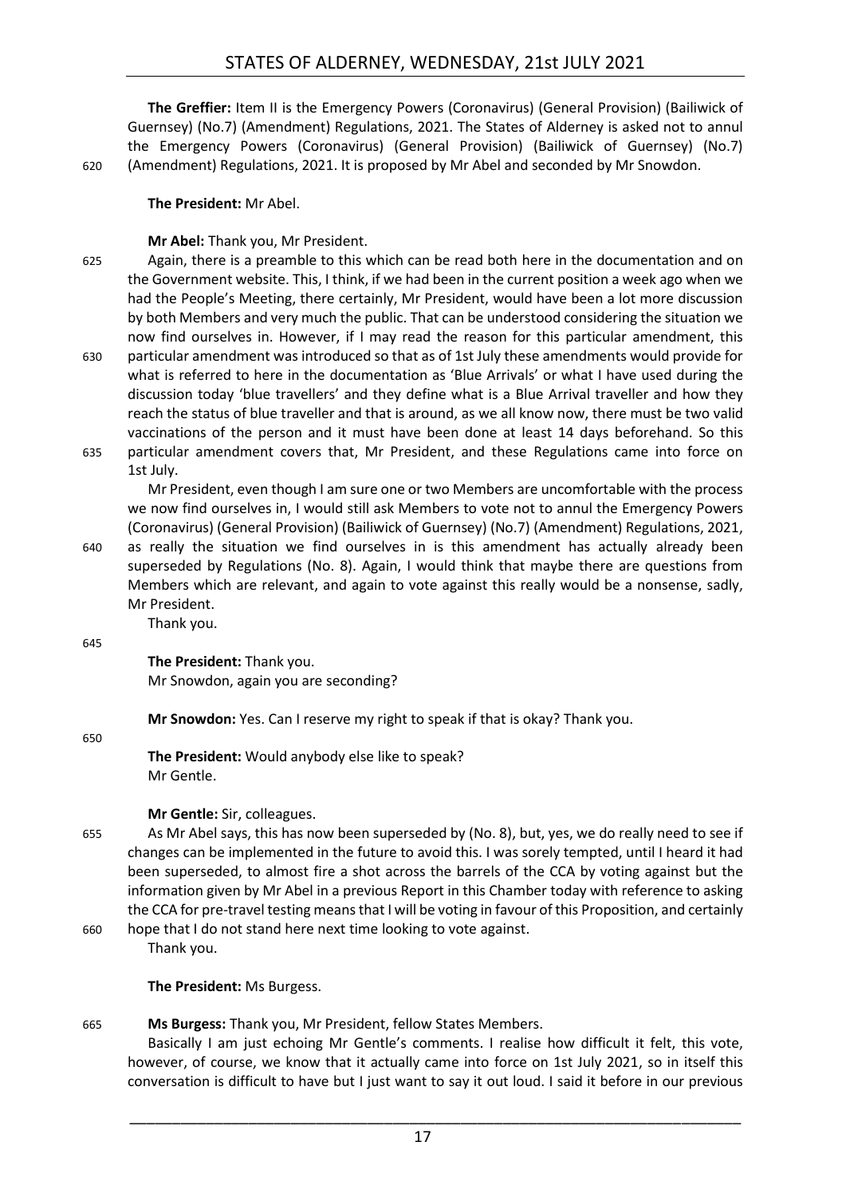**The Greffier:** Item II is the Emergency Powers (Coronavirus) (General Provision) (Bailiwick of Guernsey) (No.7) (Amendment) Regulations, 2021. The States of Alderney is asked not to annul the Emergency Powers (Coronavirus) (General Provision) (Bailiwick of Guernsey) (No.7) (Amendment) Regulations, 2021. It is proposed by Mr Abel and seconded by Mr Snowdon.

**The President:** Mr Abel.

**Mr Abel:** Thank you, Mr President.

Again, there is a preamble to this which can be read both here in the documentation and on the Government website. This, I think, if we had been in the current position a week ago when we had the People's Meeting, there certainly, Mr President, would have been a lot more discussion by both Members and very much the public. That can be understood considering the situation we now find ourselves in. However, if I may read the reason for this particular amendment, this particular amendment was introduced so that as of 1st July these amendments would provide for what is referred to here in the documentation as 'Blue Arrivals' or what I have used during the discussion today 'blue travellers' and they define what is a Blue Arrival traveller and how they reach the status of blue traveller and that is around, as we all know now, there must be two valid vaccinations of the person and it must have been done at least 14 days beforehand. So this particular amendment covers that, Mr President, and these Regulations came into force on 1st July.

Mr President, even though I am sure one or two Members are uncomfortable with the process we now find ourselves in, I would still ask Members to vote not to annul the Emergency Powers (Coronavirus) (General Provision) (Bailiwick of Guernsey) (No.7) (Amendment) Regulations, 2021, as really the situation we find ourselves in is this amendment has actually already been superseded by Regulations (No. 8). Again, I would think that maybe there are questions from Members which are relevant, and again to vote against this really would be a nonsense, sadly, Mr President.

Thank you.

**The President:** Thank you.

Mr Snowdon, again you are seconding?

**Mr Snowdon:** Yes. Can I reserve my right to speak if that is okay? Thank you.

**The President:** Would anybody else like to speak?

Mr Gentle.

**Mr Gentle:** Sir, colleagues.

As Mr Abel says, this has now been superseded by (No. 8), but, yes, we do really need to see if changes can be implemented in the future to avoid this. I was sorely tempted, until I heard it had been superseded, to almost fire a shot across the barrels of the CCA by voting against but the information given by Mr Abel in a previous Report in this Chamber today with reference to asking the CCA for pre-travel testing means that I will be voting in favour of this Proposition, and certainly hope that I do not stand here next time looking to vote against.

Thank you.

**The President:** Ms Burgess.

**Ms Burgess:** Thank you, Mr President, fellow States Members.

Basically I am just echoing Mr Gentle's comments. I realise how difficult it felt, this vote, however, of course, we know that it actually came into force on 1st July 2021, so in itself this conversation is difficult to have but I just want to say it out loud. I said it before in our previous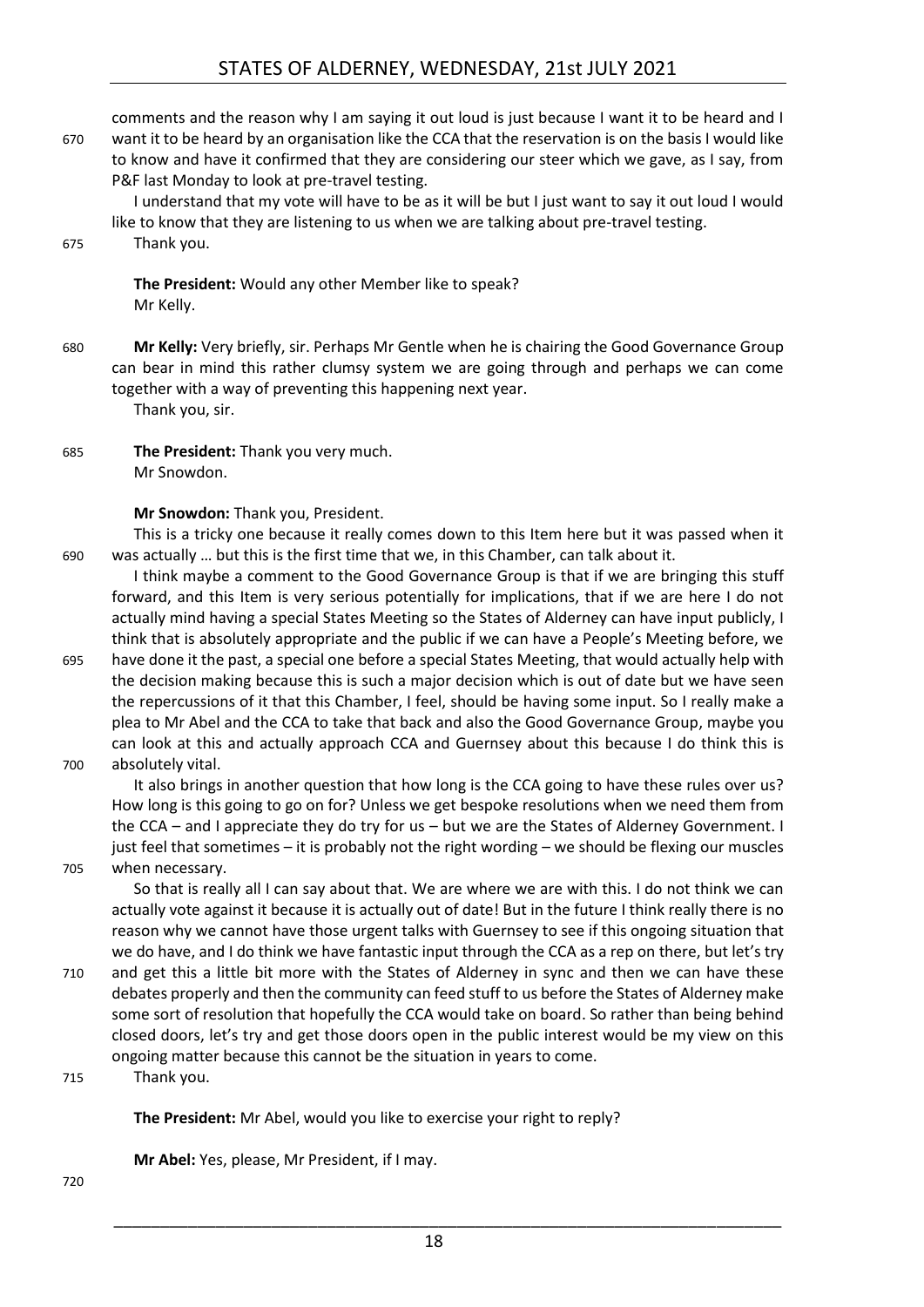comments and the reason why I am saying it out loud is just because I want it to be heard and I want it to be heard by an organisation like the CCA that the reservation is on the basis I would like to know and have it confirmed that they are considering our steer which we gave, as I say, from P&F last Monday to look at pre-travel testing.

I understand that my vote will have to be as it will be but I just want to say it out loud I would like to know that they are listening to us when we are talking about pre-travel testing.

Thank you.

**The President:** Would any other Member like to speak?
Mr Kelly.

**Mr Kelly:** Very briefly, sir. Perhaps Mr Gentle when he is chairing the Good Governance Group can bear in mind this rather clumsy system we are going through and perhaps we can come together with a way of preventing this happening next year.

Thank you, sir.

**The President:** Thank you very much.
Mr Snowdon.

**Mr Snowdon:** Thank you, President.

This is a tricky one because it really comes down to this Item here but it was passed when it was actually … but this is the first time that we, in this Chamber, can talk about it.

I think maybe a comment to the Good Governance Group is that if we are bringing this stuff forward, and this Item is very serious potentially for implications, that if we are here I do not actually mind having a special States Meeting so the States of Alderney can have input publicly, I think that is absolutely appropriate and the public if we can have a People's Meeting before, we have done it the past, a special one before a special States Meeting, that would actually help with the decision making because this is such a major decision which is out of date but we have seen the repercussions of it that this Chamber, I feel, should be having some input. So I really make a plea to Mr Abel and the CCA to take that back and also the Good Governance Group, maybe you can look at this and actually approach CCA and Guernsey about this because I do think this is absolutely vital.

It also brings in another question that how long is the CCA going to have these rules over us? How long is this going to go on for? Unless we get bespoke resolutions when we need them from the CCA – and I appreciate they do try for us – but we are the States of Alderney Government. I just feel that sometimes – it is probably not the right wording – we should be flexing our muscles when necessary.

So that is really all I can say about that. We are where we are with this. I do not think we can actually vote against it because it is actually out of date! But in the future I think really there is no reason why we cannot have those urgent talks with Guernsey to see if this ongoing situation that we do have, and I do think we have fantastic input through the CCA as a rep on there, but let's try and get this a little bit more with the States of Alderney in sync and then we can have these debates properly and then the community can feed stuff to us before the States of Alderney make some sort of resolution that hopefully the CCA would take on board. So rather than being behind closed doors, let's try and get those doors open in the public interest would be my view on this ongoing matter because this cannot be the situation in years to come.

Thank you.

**The President:** Mr Abel, would you like to exercise your right to reply?

**Mr Abel:** Yes, please, Mr President, if I may.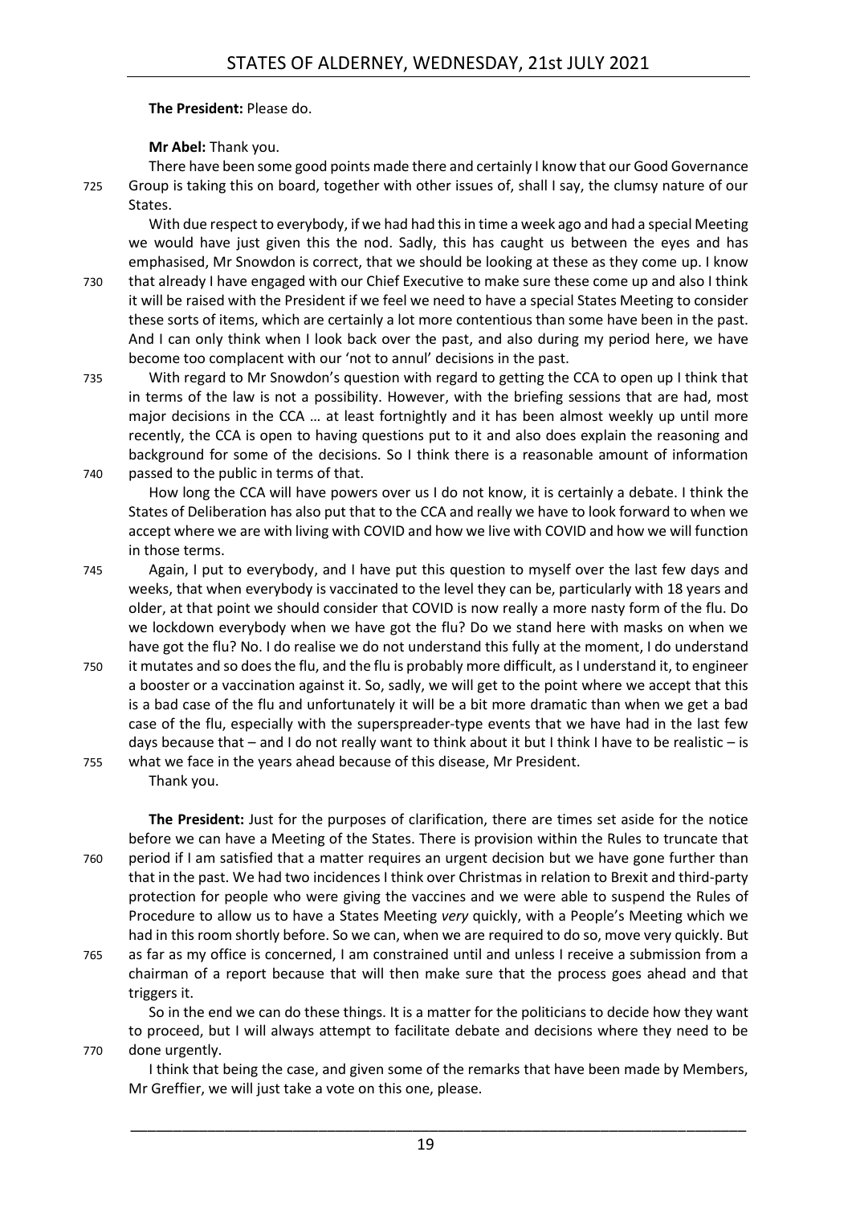**The President:** Please do.

**Mr Abel:** Thank you.

There have been some good points made there and certainly I know that our Good Governance Group is taking this on board, together with other issues of, shall I say, the clumsy nature of our States.

With due respect to everybody, if we had had this in time a week ago and had a special Meeting we would have just given this the nod. Sadly, this has caught us between the eyes and has emphasised, Mr Snowdon is correct, that we should be looking at these as they come up. I know that already I have engaged with our Chief Executive to make sure these come up and also I think it will be raised with the President if we feel we need to have a special States Meeting to consider these sorts of items, which are certainly a lot more contentious than some have been in the past. And I can only think when I look back over the past, and also during my period here, we have become too complacent with our 'not to annul' decisions in the past.

With regard to Mr Snowdon's question with regard to getting the CCA to open up I think that in terms of the law is not a possibility. However, with the briefing sessions that are had, most major decisions in the CCA … at least fortnightly and it has been almost weekly up until more recently, the CCA is open to having questions put to it and also does explain the reasoning and background for some of the decisions. So I think there is a reasonable amount of information passed to the public in terms of that.

How long the CCA will have powers over us I do not know, it is certainly a debate. I think the States of Deliberation has also put that to the CCA and really we have to look forward to when we accept where we are with living with COVID and how we live with COVID and how we will function in those terms.

Again, I put to everybody, and I have put this question to myself over the last few days and weeks, that when everybody is vaccinated to the level they can be, particularly with 18 years and older, at that point we should consider that COVID is now really a more nasty form of the flu. Do we lockdown everybody when we have got the flu? Do we stand here with masks on when we have got the flu? No. I do realise we do not understand this fully at the moment, I do understand it mutates and so does the flu, and the flu is probably more difficult, as I understand it, to engineer a booster or a vaccination against it. So, sadly, we will get to the point where we accept that this is a bad case of the flu and unfortunately it will be a bit more dramatic than when we get a bad case of the flu, especially with the superspreader-type events that we have had in the last few days because that – and I do not really want to think about it but I think I have to be realistic – is what we face in the years ahead because of this disease, Mr President.

Thank you.

**The President:** Just for the purposes of clarification, there are times set aside for the notice before we can have a Meeting of the States. There is provision within the Rules to truncate that period if I am satisfied that a matter requires an urgent decision but we have gone further than that in the past. We had two incidences I think over Christmas in relation to Brexit and third-party protection for people who were giving the vaccines and we were able to suspend the Rules of Procedure to allow us to have a States Meeting *very* quickly, with a People's Meeting which we had in this room shortly before. So we can, when we are required to do so, move very quickly. But as far as my office is concerned, I am constrained until and unless I receive a submission from a chairman of a report because that will then make sure that the process goes ahead and that triggers it.

So in the end we can do these things. It is a matter for the politicians to decide how they want to proceed, but I will always attempt to facilitate debate and decisions where they need to be done urgently.

I think that being the case, and given some of the remarks that have been made by Members, Mr Greffier, we will just take a vote on this one, please.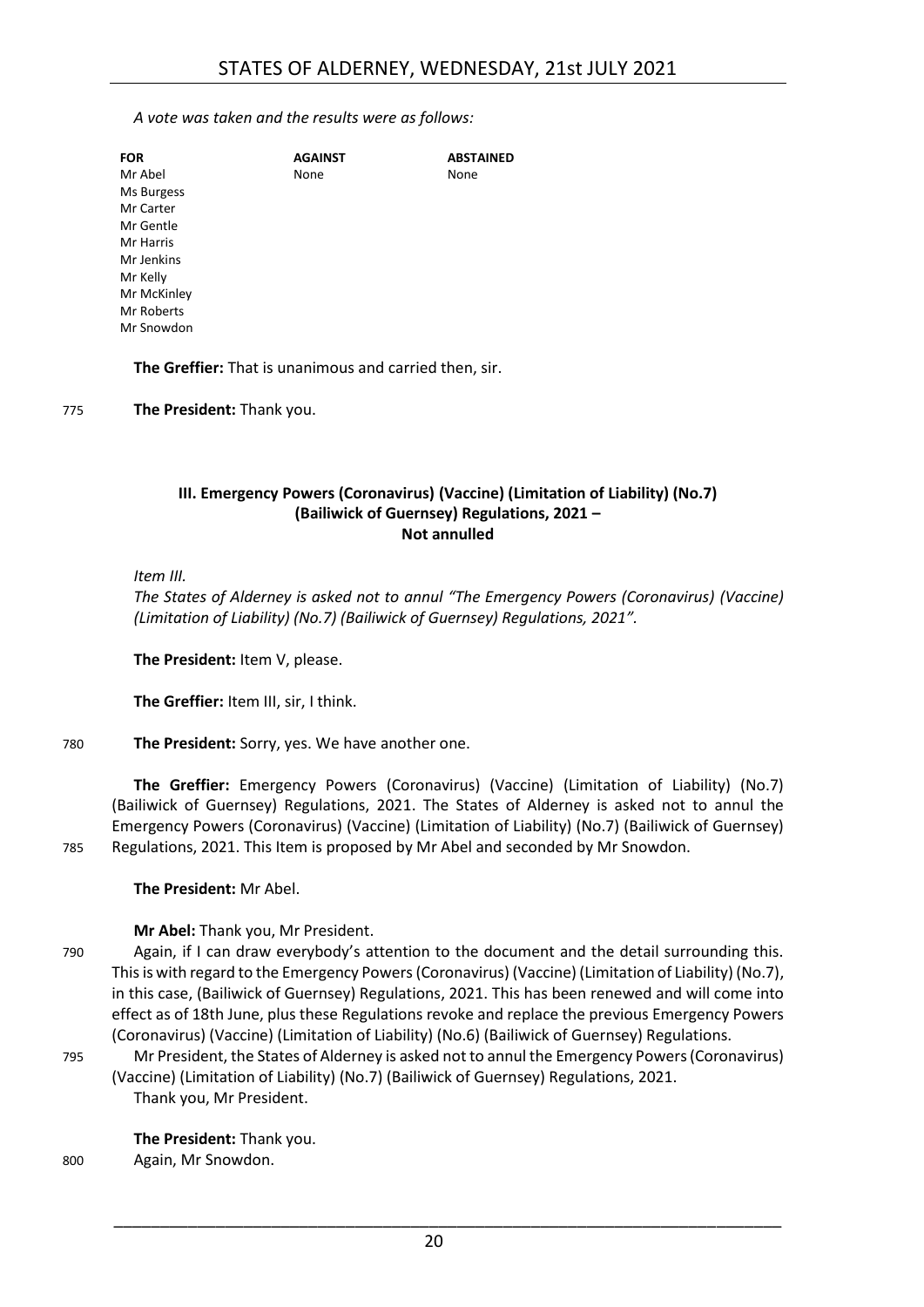*A vote was taken and the results were as follows:*

| FOR | AGAINST | ABSTAINED |
|---|---|---|
| Mr Abel | None | None |
| Ms Burgess | | |
| Mr Carter | | |
| Mr Gentle | | |
| Mr Harris | | |
| Mr Jenkins | | |
| Mr Kelly | | |
| Mr McKinley | | |
| Mr Roberts | | |
| Mr Snowdon | | |

**The Greffier:** That is unanimous and carried then, sir.

775 **The President:** Thank you.

## III. Emergency Powers (Coronavirus) (Vaccine) (Limitation of Liability) (No.7) (Bailiwick of Guernsey) Regulations, 2021 – Not annulled

*Item III.*

*The States of Alderney is asked not to annul "The Emergency Powers (Coronavirus) (Vaccine) (Limitation of Liability) (No.7) (Bailiwick of Guernsey) Regulations, 2021".*

**The President:** Item V, please.

**The Greffier:** Item III, sir, I think.

780 **The President:** Sorry, yes. We have another one.

**The Greffier:** Emergency Powers (Coronavirus) (Vaccine) (Limitation of Liability) (No.7) (Bailiwick of Guernsey) Regulations, 2021. The States of Alderney is asked not to annul the Emergency Powers (Coronavirus) (Vaccine) (Limitation of Liability) (No.7) (Bailiwick of Guernsey) 785 Regulations, 2021. This Item is proposed by Mr Abel and seconded by Mr Snowdon.

**The President:** Mr Abel.

**Mr Abel:** Thank you, Mr President.

790 Again, if I can draw everybody's attention to the document and the detail surrounding this. This is with regard to the Emergency Powers (Coronavirus) (Vaccine) (Limitation of Liability) (No.7), in this case, (Bailiwick of Guernsey) Regulations, 2021. This has been renewed and will come into effect as of 18th June, plus these Regulations revoke and replace the previous Emergency Powers (Coronavirus) (Vaccine) (Limitation of Liability) (No.6) (Bailiwick of Guernsey) Regulations.

795 Mr President, the States of Alderney is asked not to annul the Emergency Powers (Coronavirus) (Vaccine) (Limitation of Liability) (No.7) (Bailiwick of Guernsey) Regulations, 2021.

Thank you, Mr President.

**The President:** Thank you.

800 Again, Mr Snowdon.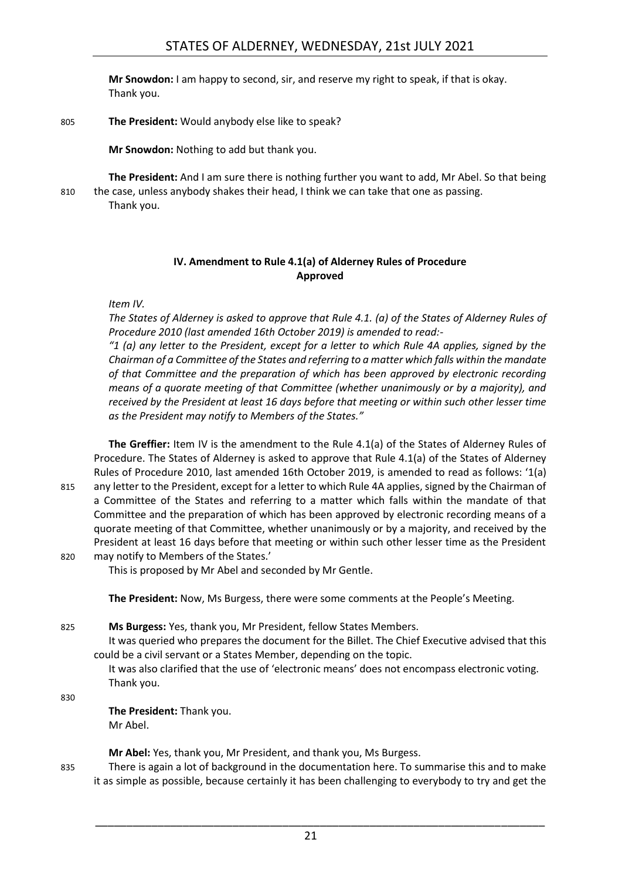**Mr Snowdon:** I am happy to second, sir, and reserve my right to speak, if that is okay. Thank you.

**The President:** Would anybody else like to speak?

**Mr Snowdon:** Nothing to add but thank you.

**The President:** And I am sure there is nothing further you want to add, Mr Abel. So that being the case, unless anybody shakes their head, I think we can take that one as passing.
Thank you.

### IV. Amendment to Rule 4.1(a) of Alderney Rules of Procedure
### Approved

*Item IV.*

*The States of Alderney is asked to approve that Rule 4.1. (a) of the States of Alderney Rules of Procedure 2010 (last amended 16th October 2019) is amended to read:-*

*"1 (a) any letter to the President, except for a letter to which Rule 4A applies, signed by the Chairman of a Committee of the States and referring to a matter which falls within the mandate of that Committee and the preparation of which has been approved by electronic recording means of a quorate meeting of that Committee (whether unanimously or by a majority), and received by the President at least 16 days before that meeting or within such other lesser time as the President may notify to Members of the States."*

**The Greffier:** Item IV is the amendment to the Rule 4.1(a) of the States of Alderney Rules of Procedure. The States of Alderney is asked to approve that Rule 4.1(a) of the States of Alderney Rules of Procedure 2010, last amended 16th October 2019, is amended to read as follows: '1(a) any letter to the President, except for a letter to which Rule 4A applies, signed by the Chairman of a Committee of the States and referring to a matter which falls within the mandate of that Committee and the preparation of which has been approved by electronic recording means of a quorate meeting of that Committee, whether unanimously or by a majority, and received by the President at least 16 days before that meeting or within such other lesser time as the President may notify to Members of the States.'
This is proposed by Mr Abel and seconded by Mr Gentle.

**The President:** Now, Ms Burgess, there were some comments at the People's Meeting.

**Ms Burgess:** Yes, thank you, Mr President, fellow States Members.
It was queried who prepares the document for the Billet. The Chief Executive advised that this could be a civil servant or a States Member, depending on the topic.
It was also clarified that the use of 'electronic means' does not encompass electronic voting.
Thank you.

**The President:** Thank you.
Mr Abel.

**Mr Abel:** Yes, thank you, Mr President, and thank you, Ms Burgess.
There is again a lot of background in the documentation here. To summarise this and to make it as simple as possible, because certainly it has been challenging to everybody to try and get the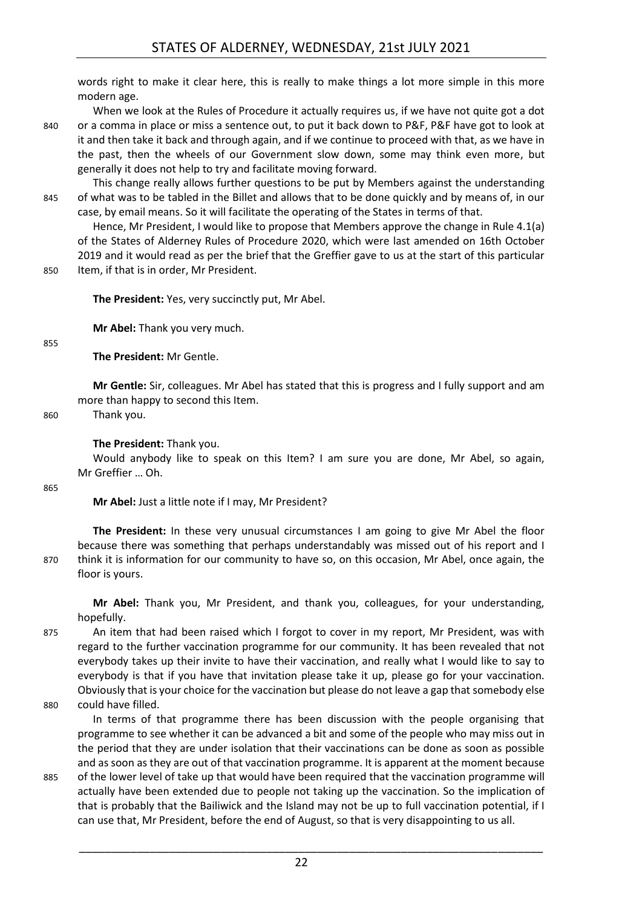words right to make it clear here, this is really to make things a lot more simple in this more modern age.

When we look at the Rules of Procedure it actually requires us, if we have not quite got a dot or a comma in place or miss a sentence out, to put it back down to P&F, P&F have got to look at it and then take it back and through again, and if we continue to proceed with that, as we have in the past, then the wheels of our Government slow down, some may think even more, but generally it does not help to try and facilitate moving forward.

This change really allows further questions to be put by Members against the understanding of what was to be tabled in the Billet and allows that to be done quickly and by means of, in our case, by email means. So it will facilitate the operating of the States in terms of that.

Hence, Mr President, I would like to propose that Members approve the change in Rule 4.1(a) of the States of Alderney Rules of Procedure 2020, which were last amended on 16th October 2019 and it would read as per the brief that the Greffier gave to us at the start of this particular Item, if that is in order, Mr President.

**The President:** Yes, very succinctly put, Mr Abel.

**Mr Abel:** Thank you very much.

**The President:** Mr Gentle.

**Mr Gentle:** Sir, colleagues. Mr Abel has stated that this is progress and I fully support and am more than happy to second this Item.

Thank you.

**The President:** Thank you.

Would anybody like to speak on this Item? I am sure you are done, Mr Abel, so again, Mr Greffier … Oh.

**Mr Abel:** Just a little note if I may, Mr President?

**The President:** In these very unusual circumstances I am going to give Mr Abel the floor because there was something that perhaps understandably was missed out of his report and I think it is information for our community to have so, on this occasion, Mr Abel, once again, the floor is yours.

**Mr Abel:** Thank you, Mr President, and thank you, colleagues, for your understanding, hopefully.

An item that had been raised which I forgot to cover in my report, Mr President, was with regard to the further vaccination programme for our community. It has been revealed that not everybody takes up their invite to have their vaccination, and really what I would like to say to everybody is that if you have that invitation please take it up, please go for your vaccination. Obviously that is your choice for the vaccination but please do not leave a gap that somebody else could have filled.

In terms of that programme there has been discussion with the people organising that programme to see whether it can be advanced a bit and some of the people who may miss out in the period that they are under isolation that their vaccinations can be done as soon as possible and as soon as they are out of that vaccination programme. It is apparent at the moment because of the lower level of take up that would have been required that the vaccination programme will actually have been extended due to people not taking up the vaccination. So the implication of that is probably that the Bailiwick and the Island may not be up to full vaccination potential, if I can use that, Mr President, before the end of August, so that is very disappointing to us all.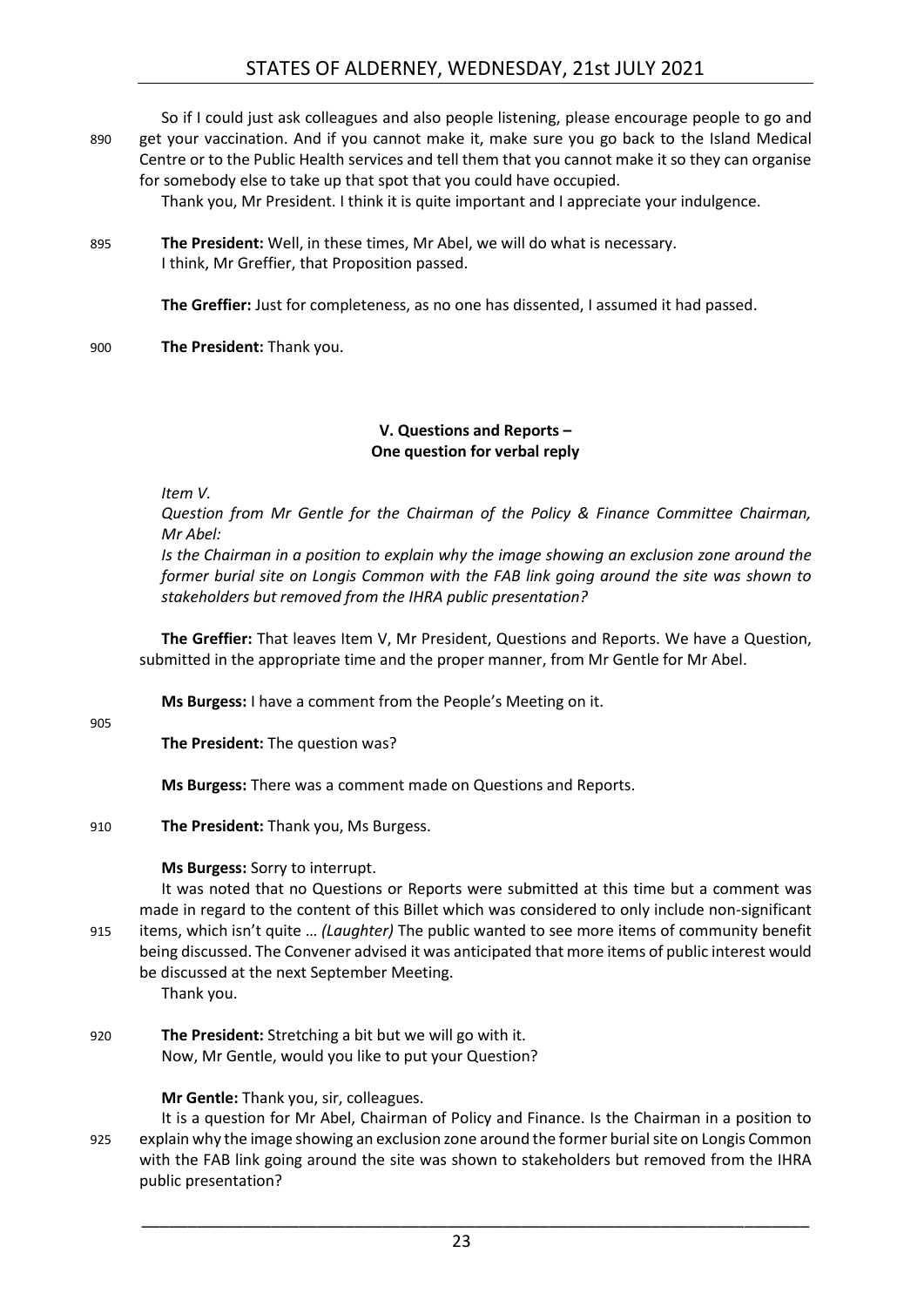So if I could just ask colleagues and also people listening, please encourage people to go and get your vaccination. And if you cannot make it, make sure you go back to the Island Medical Centre or to the Public Health services and tell them that you cannot make it so they can organise for somebody else to take up that spot that you could have occupied.

Thank you, Mr President. I think it is quite important and I appreciate your indulgence.

**The President:** Well, in these times, Mr Abel, we will do what is necessary.
I think, Mr Greffier, that Proposition passed.

**The Greffier:** Just for completeness, as no one has dissented, I assumed it had passed.

**The President:** Thank you.

## V. Questions and Reports – One question for verbal reply

*Item V.*

*Question from Mr Gentle for the Chairman of the Policy & Finance Committee Chairman, Mr Abel:*

*Is the Chairman in a position to explain why the image showing an exclusion zone around the former burial site on Longis Common with the FAB link going around the site was shown to stakeholders but removed from the IHRA public presentation?*

**The Greffier:** That leaves Item V, Mr President, Questions and Reports. We have a Question, submitted in the appropriate time and the proper manner, from Mr Gentle for Mr Abel.

**Ms Burgess:** I have a comment from the People's Meeting on it.

**The President:** The question was?

**Ms Burgess:** There was a comment made on Questions and Reports.

**The President:** Thank you, Ms Burgess.

**Ms Burgess:** Sorry to interrupt.

It was noted that no Questions or Reports were submitted at this time but a comment was made in regard to the content of this Billet which was considered to only include non-significant items, which isn't quite … *(Laughter)* The public wanted to see more items of community benefit being discussed. The Convener advised it was anticipated that more items of public interest would be discussed at the next September Meeting.

Thank you.

**The President:** Stretching a bit but we will go with it.
Now, Mr Gentle, would you like to put your Question?

**Mr Gentle:** Thank you, sir, colleagues.

It is a question for Mr Abel, Chairman of Policy and Finance. Is the Chairman in a position to explain why the image showing an exclusion zone around the former burial site on Longis Common with the FAB link going around the site was shown to stakeholders but removed from the IHRA public presentation?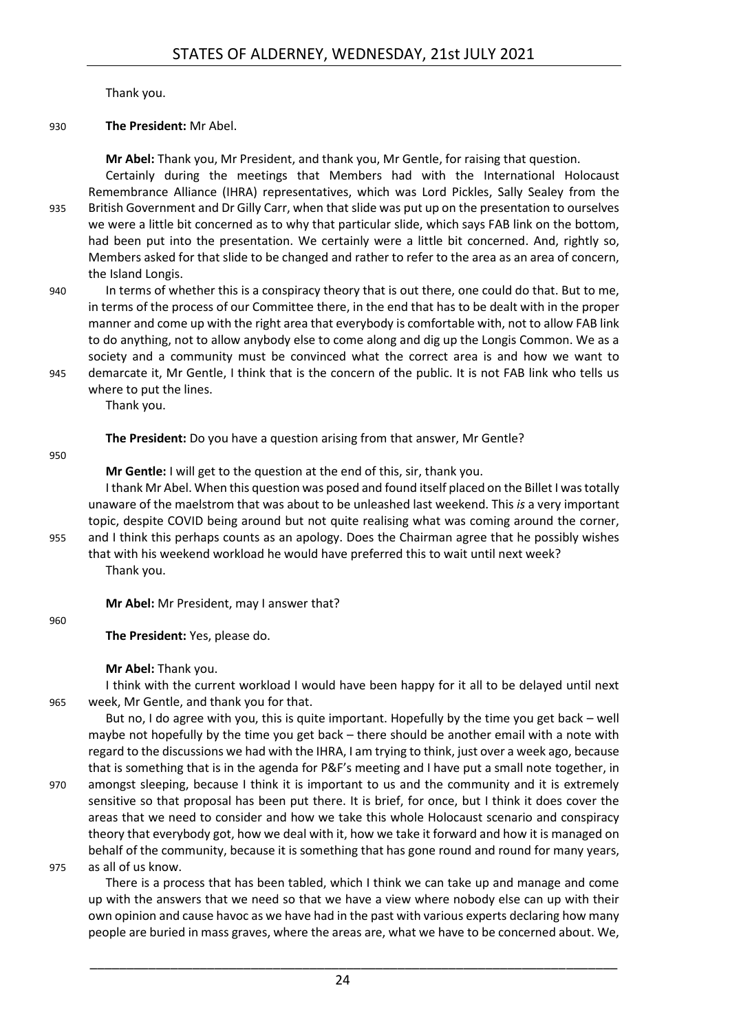Thank you.

930 **The President:** Mr Abel.

**Mr Abel:** Thank you, Mr President, and thank you, Mr Gentle, for raising that question.

Certainly during the meetings that Members had with the International Holocaust Remembrance Alliance (IHRA) representatives, which was Lord Pickles, Sally Sealey from the 935 British Government and Dr Gilly Carr, when that slide was put up on the presentation to ourselves we were a little bit concerned as to why that particular slide, which says FAB link on the bottom, had been put into the presentation. We certainly were a little bit concerned. And, rightly so, Members asked for that slide to be changed and rather to refer to the area as an area of concern, the Island Longis.

940 In terms of whether this is a conspiracy theory that is out there, one could do that. But to me, in terms of the process of our Committee there, in the end that has to be dealt with in the proper manner and come up with the right area that everybody is comfortable with, not to allow FAB link to do anything, not to allow anybody else to come along and dig up the Longis Common. We as a society and a community must be convinced what the correct area is and how we want to 945 demarcate it, Mr Gentle, I think that is the concern of the public. It is not FAB link who tells us where to put the lines.

Thank you.

**The President:** Do you have a question arising from that answer, Mr Gentle?

950

**Mr Gentle:** I will get to the question at the end of this, sir, thank you.

I thank Mr Abel. When this question was posed and found itself placed on the Billet I was totally unaware of the maelstrom that was about to be unleashed last weekend. This *is* a very important topic, despite COVID being around but not quite realising what was coming around the corner, 955 and I think this perhaps counts as an apology. Does the Chairman agree that he possibly wishes that with his weekend workload he would have preferred this to wait until next week?

Thank you.

**Mr Abel:** Mr President, may I answer that?

960

**The President:** Yes, please do.

**Mr Abel:** Thank you.

I think with the current workload I would have been happy for it all to be delayed until next 965 week, Mr Gentle, and thank you for that.

But no, I do agree with you, this is quite important. Hopefully by the time you get back – well maybe not hopefully by the time you get back – there should be another email with a note with regard to the discussions we had with the IHRA, I am trying to think, just over a week ago, because that is something that is in the agenda for P&F's meeting and I have put a small note together, in 970 amongst sleeping, because I think it is important to us and the community and it is extremely sensitive so that proposal has been put there. It is brief, for once, but I think it does cover the areas that we need to consider and how we take this whole Holocaust scenario and conspiracy theory that everybody got, how we deal with it, how we take it forward and how it is managed on behalf of the community, because it is something that has gone round and round for many years, 975 as all of us know.

There is a process that has been tabled, which I think we can take up and manage and come up with the answers that we need so that we have a view where nobody else can up with their own opinion and cause havoc as we have had in the past with various experts declaring how many people are buried in mass graves, where the areas are, what we have to be concerned about. We,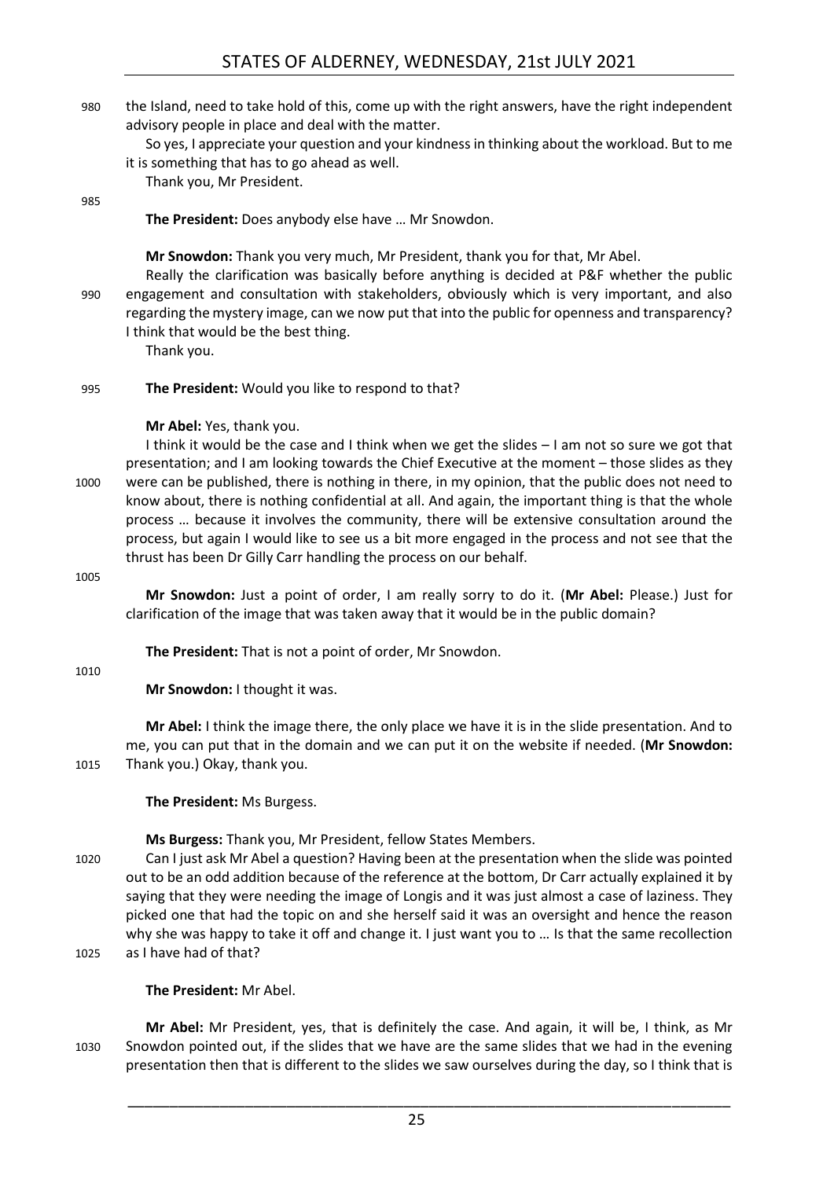the Island, need to take hold of this, come up with the right answers, have the right independent advisory people in place and deal with the matter.

So yes, I appreciate your question and your kindness in thinking about the workload. But to me it is something that has to go ahead as well.

Thank you, Mr President.

**The President:** Does anybody else have … Mr Snowdon.

**Mr Snowdon:** Thank you very much, Mr President, thank you for that, Mr Abel.

Really the clarification was basically before anything is decided at P&F whether the public engagement and consultation with stakeholders, obviously which is very important, and also regarding the mystery image, can we now put that into the public for openness and transparency? I think that would be the best thing.

Thank you.

**The President:** Would you like to respond to that?

**Mr Abel:** Yes, thank you.

I think it would be the case and I think when we get the slides – I am not so sure we got that presentation; and I am looking towards the Chief Executive at the moment – those slides as they were can be published, there is nothing in there, in my opinion, that the public does not need to know about, there is nothing confidential at all. And again, the important thing is that the whole process … because it involves the community, there will be extensive consultation around the process, but again I would like to see us a bit more engaged in the process and not see that the thrust has been Dr Gilly Carr handling the process on our behalf.

**Mr Snowdon:** Just a point of order, I am really sorry to do it. (**Mr Abel:** Please.) Just for clarification of the image that was taken away that it would be in the public domain?

**The President:** That is not a point of order, Mr Snowdon.

**Mr Snowdon:** I thought it was.

**Mr Abel:** I think the image there, the only place we have it is in the slide presentation. And to me, you can put that in the domain and we can put it on the website if needed. (**Mr Snowdon:** Thank you.) Okay, thank you.

**The President:** Ms Burgess.

**Ms Burgess:** Thank you, Mr President, fellow States Members.

Can I just ask Mr Abel a question? Having been at the presentation when the slide was pointed out to be an odd addition because of the reference at the bottom, Dr Carr actually explained it by saying that they were needing the image of Longis and it was just almost a case of laziness. They picked one that had the topic on and she herself said it was an oversight and hence the reason why she was happy to take it off and change it. I just want you to … Is that the same recollection as I have had of that?

**The President:** Mr Abel.

**Mr Abel:** Mr President, yes, that is definitely the case. And again, it will be, I think, as Mr Snowdon pointed out, if the slides that we have are the same slides that we had in the evening presentation then that is different to the slides we saw ourselves during the day, so I think that is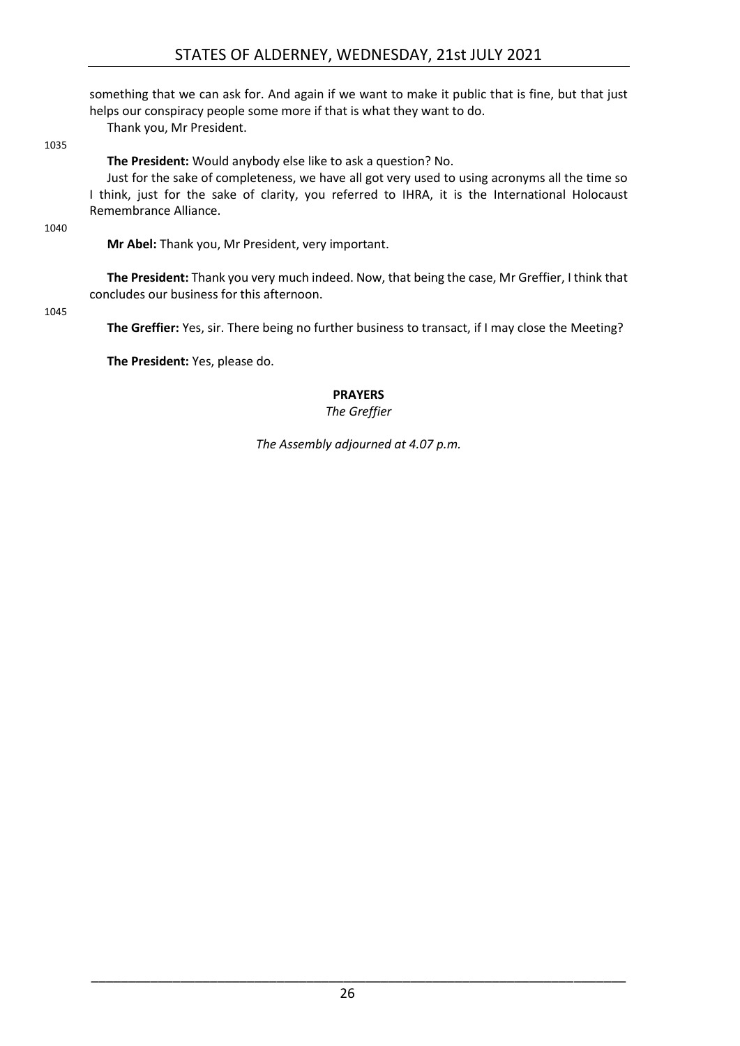something that we can ask for. And again if we want to make it public that is fine, but that just helps our conspiracy people some more if that is what they want to do.

Thank you, Mr President.

1035

**The President:** Would anybody else like to ask a question? No.

Just for the sake of completeness, we have all got very used to using acronyms all the time so I think, just for the sake of clarity, you referred to IHRA, it is the International Holocaust Remembrance Alliance.

1040

**Mr Abel:** Thank you, Mr President, very important.

**The President:** Thank you very much indeed. Now, that being the case, Mr Greffier, I think that concludes our business for this afternoon.

1045

**The Greffier:** Yes, sir. There being no further business to transact, if I may close the Meeting?

**The President:** Yes, please do.

**PRAYERS**

*The Greffier*

*The Assembly adjourned at 4.07 p.m.*